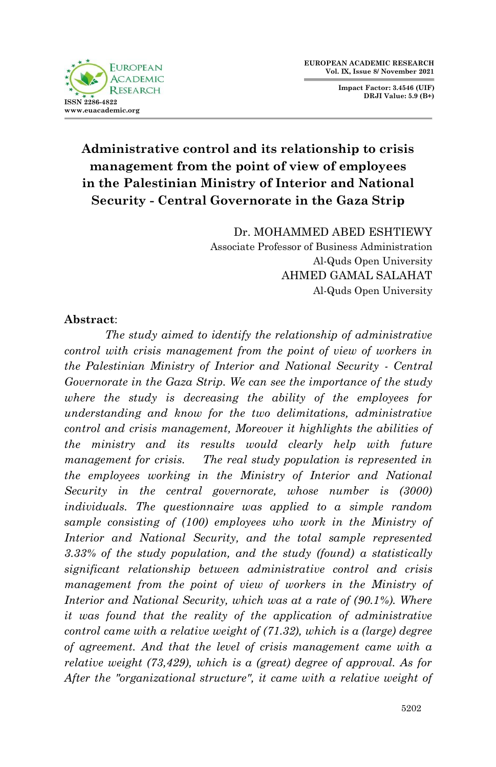# Administrative control and its relationship to crisis management from the point of view of employees in the Palestinian Ministry of Interior and National Security - Central Governorate in the Gaza Strip

Dr. MOHAMMED ABED ESHTIEWY
Associate Professor of Business Administration
Al-Quds Open University
AHMED GAMAL SALAHAT
Al-Quds Open University

**Abstract**:

*The study aimed to identify the relationship of administrative control with crisis management from the point of view of workers in the Palestinian Ministry of Interior and National Security - Central Governorate in the Gaza Strip. We can see the importance of the study where the study is decreasing the ability of the employees for understanding and know for the two delimitations, administrative control and crisis management, Moreover it highlights the abilities of the ministry and its results would clearly help with future management for crisis. The real study population is represented in the employees working in the Ministry of Interior and National Security in the central governorate, whose number is (3000) individuals. The questionnaire was applied to a simple random sample consisting of (100) employees who work in the Ministry of Interior and National Security, and the total sample represented 3.33% of the study population, and the study (found) a statistically significant relationship between administrative control and crisis management from the point of view of workers in the Ministry of Interior and National Security, which was at a rate of (90.1%). Where it was found that the reality of the application of administrative control came with a relative weight of (71.32), which is a (large) degree of agreement. And that the level of crisis management came with a relative weight (73,429), which is a (great) degree of approval. As for After the "organizational structure", it came with a relative weight of*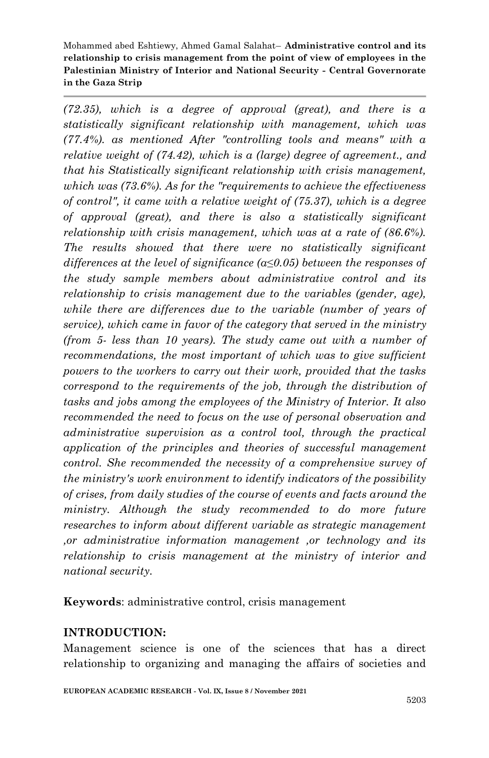*(72.35), which is a degree of approval (great), and there is a statistically significant relationship with management, which was (77.4%). as mentioned After "controlling tools and means" with a relative weight of (74.42), which is a (large) degree of agreement., and that his Statistically significant relationship with crisis management, which was (73.6%). As for the "requirements to achieve the effectiveness of control", it came with a relative weight of (75.37), which is a degree of approval (great), and there is also a statistically significant relationship with crisis management, which was at a rate of (86.6%). The results showed that there were no statistically significant differences at the level of significance (α≤0.05) between the responses of the study sample members about administrative control and its relationship to crisis management due to the variables (gender, age), while there are differences due to the variable (number of years of service), which came in favor of the category that served in the ministry (from 5- less than 10 years). The study came out with a number of recommendations, the most important of which was to give sufficient powers to the workers to carry out their work, provided that the tasks correspond to the requirements of the job, through the distribution of tasks and jobs among the employees of the Ministry of Interior. It also recommended the need to focus on the use of personal observation and administrative supervision as a control tool, through the practical application of the principles and theories of successful management control. She recommended the necessity of a comprehensive survey of the ministry's work environment to identify indicators of the possibility of crises, from daily studies of the course of events and facts around the ministry. Although the study recommended to do more future researches to inform about different variable as strategic management ,or administrative information management ,or technology and its relationship to crisis management at the ministry of interior and national security.*

**Keywords**: administrative control, crisis management

## INTRODUCTION:

Management science is one of the sciences that has a direct relationship to organizing and managing the affairs of societies and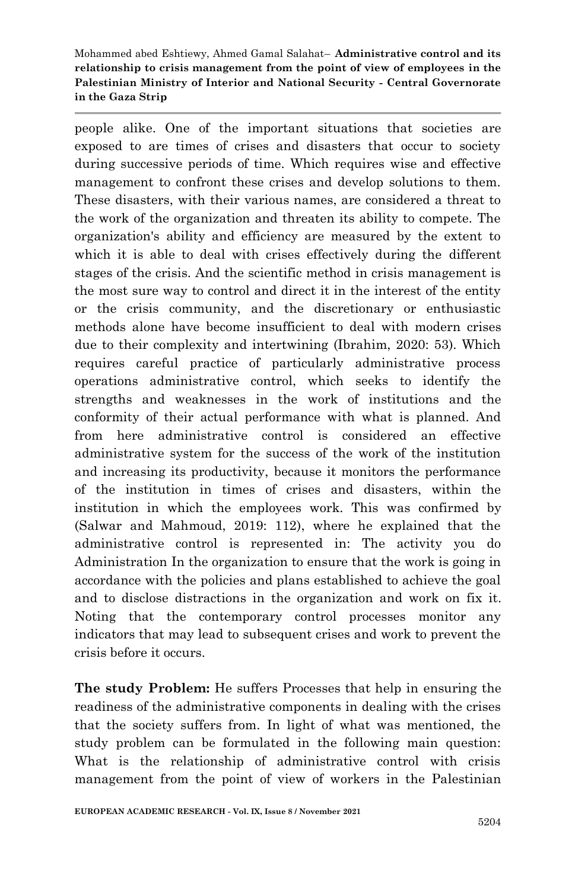people alike. One of the important situations that societies are exposed to are times of crises and disasters that occur to society during successive periods of time. Which requires wise and effective management to confront these crises and develop solutions to them. These disasters, with their various names, are considered a threat to the work of the organization and threaten its ability to compete. The organization's ability and efficiency are measured by the extent to which it is able to deal with crises effectively during the different stages of the crisis. And the scientific method in crisis management is the most sure way to control and direct it in the interest of the entity or the crisis community, and the discretionary or enthusiastic methods alone have become insufficient to deal with modern crises due to their complexity and intertwining (Ibrahim, 2020: 53). Which requires careful practice of particularly administrative process operations administrative control, which seeks to identify the strengths and weaknesses in the work of institutions and the conformity of their actual performance with what is planned. And from here administrative control is considered an effective administrative system for the success of the work of the institution and increasing its productivity, because it monitors the performance of the institution in times of crises and disasters, within the institution in which the employees work. This was confirmed by (Salwar and Mahmoud, 2019: 112), where he explained that the administrative control is represented in: The activity you do Administration In the organization to ensure that the work is going in accordance with the policies and plans established to achieve the goal and to disclose distractions in the organization and work on fix it. Noting that the contemporary control processes monitor any indicators that may lead to subsequent crises and work to prevent the crisis before it occurs.

**The study Problem:** He suffers Processes that help in ensuring the readiness of the administrative components in dealing with the crises that the society suffers from. In light of what was mentioned, the study problem can be formulated in the following main question: What is the relationship of administrative control with crisis management from the point of view of workers in the Palestinian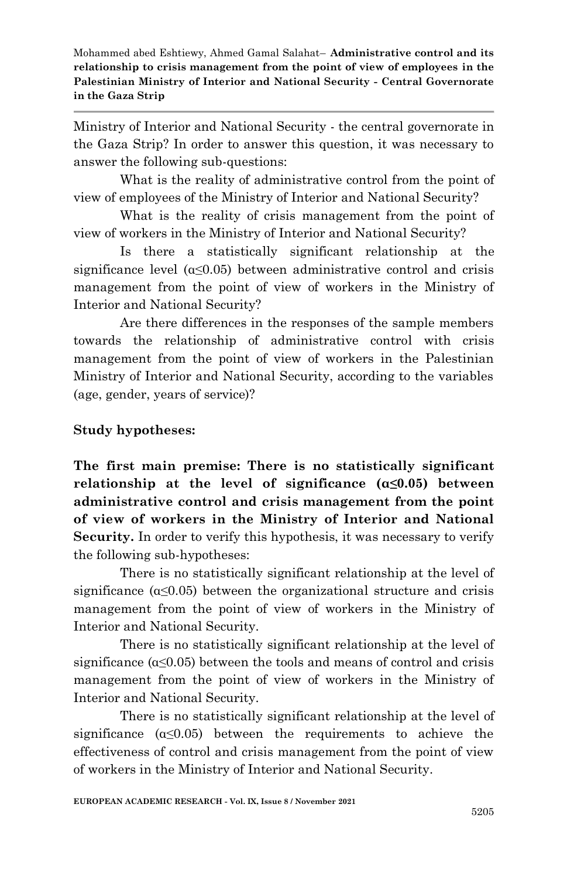Ministry of Interior and National Security - the central governorate in the Gaza Strip? In order to answer this question, it was necessary to answer the following sub-questions:

What is the reality of administrative control from the point of view of employees of the Ministry of Interior and National Security?

What is the reality of crisis management from the point of view of workers in the Ministry of Interior and National Security?

Is there a statistically significant relationship at the significance level ($\alpha \leq 0.05$) between administrative control and crisis management from the point of view of workers in the Ministry of Interior and National Security?

Are there differences in the responses of the sample members towards the relationship of administrative control with crisis management from the point of view of workers in the Palestinian Ministry of Interior and National Security, according to the variables (age, gender, years of service)?

**Study hypotheses:**

**The first main premise: There is no statistically significant relationship at the level of significance ($\alpha \leq 0.05$) between administrative control and crisis management from the point of view of workers in the Ministry of Interior and National Security.** In order to verify this hypothesis, it was necessary to verify the following sub-hypotheses:

There is no statistically significant relationship at the level of significance ($\alpha \leq 0.05$) between the organizational structure and crisis management from the point of view of workers in the Ministry of Interior and National Security.

There is no statistically significant relationship at the level of significance ($\alpha \leq 0.05$) between the tools and means of control and crisis management from the point of view of workers in the Ministry of Interior and National Security.

There is no statistically significant relationship at the level of significance ($\alpha \leq 0.05$) between the requirements to achieve the effectiveness of control and crisis management from the point of view of workers in the Ministry of Interior and National Security.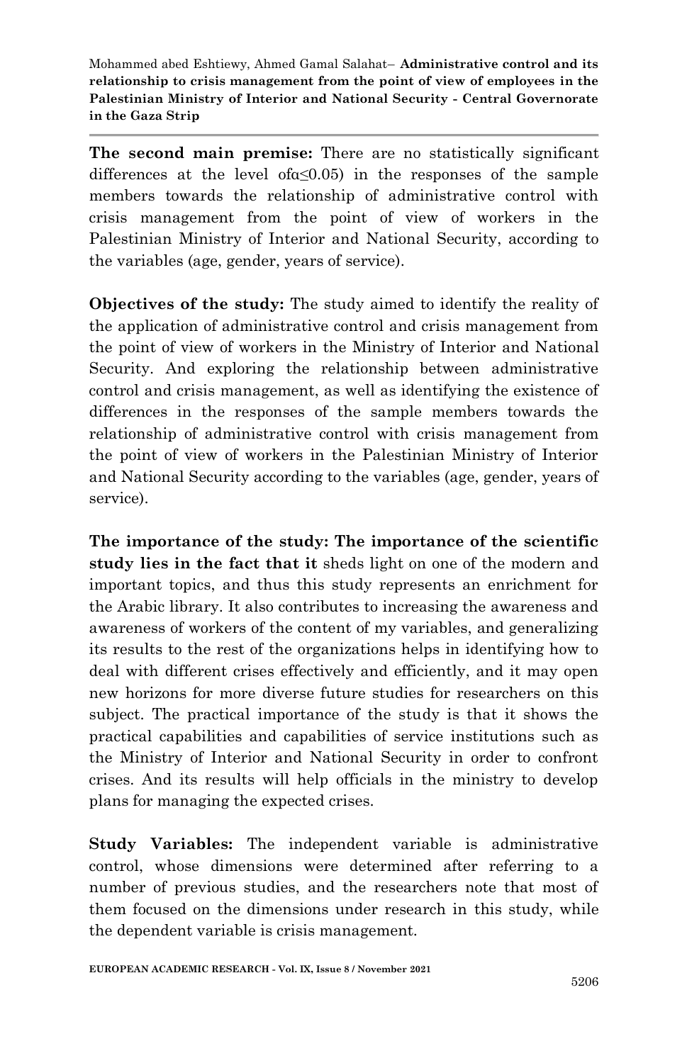**The second main premise:** There are no statistically significant differences at the level of$\alpha \leq 0.05$) in the responses of the sample members towards the relationship of administrative control with crisis management from the point of view of workers in the Palestinian Ministry of Interior and National Security, according to the variables (age, gender, years of service).

**Objectives of the study:** The study aimed to identify the reality of the application of administrative control and crisis management from the point of view of workers in the Ministry of Interior and National Security. And exploring the relationship between administrative control and crisis management, as well as identifying the existence of differences in the responses of the sample members towards the relationship of administrative control with crisis management from the point of view of workers in the Palestinian Ministry of Interior and National Security according to the variables (age, gender, years of service).

**The importance of the study: The importance of the scientific study lies in the fact that it** sheds light on one of the modern and important topics, and thus this study represents an enrichment for the Arabic library. It also contributes to increasing the awareness and awareness of workers of the content of my variables, and generalizing its results to the rest of the organizations helps in identifying how to deal with different crises effectively and efficiently, and it may open new horizons for more diverse future studies for researchers on this subject. The practical importance of the study is that it shows the practical capabilities and capabilities of service institutions such as the Ministry of Interior and National Security in order to confront crises. And its results will help officials in the ministry to develop plans for managing the expected crises.

**Study Variables:** The independent variable is administrative control, whose dimensions were determined after referring to a number of previous studies, and the researchers note that most of them focused on the dimensions under research in this study, while the dependent variable is crisis management.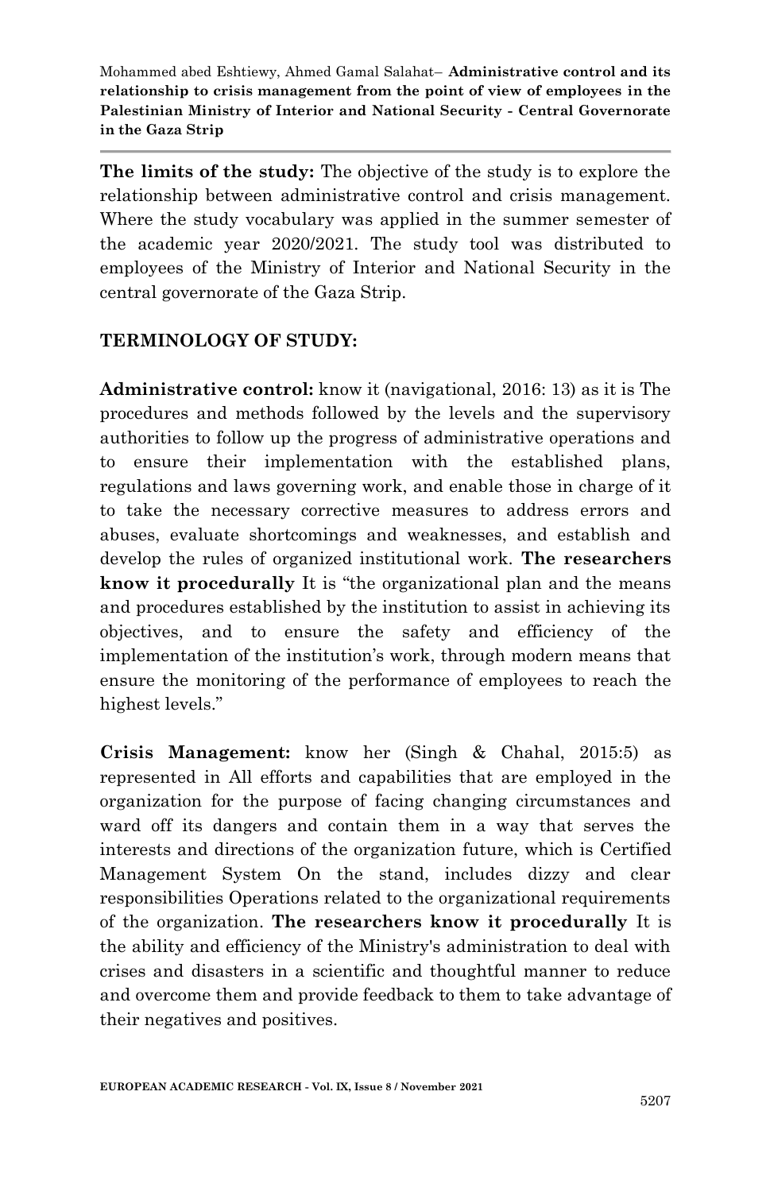**The limits of the study:** The objective of the study is to explore the relationship between administrative control and crisis management. Where the study vocabulary was applied in the summer semester of the academic year 2020/2021. The study tool was distributed to employees of the Ministry of Interior and National Security in the central governorate of the Gaza Strip.

## TERMINOLOGY OF STUDY:

**Administrative control:** know it (navigational, 2016: 13) as it is The procedures and methods followed by the levels and the supervisory authorities to follow up the progress of administrative operations and to ensure their implementation with the established plans, regulations and laws governing work, and enable those in charge of it to take the necessary corrective measures to address errors and abuses, evaluate shortcomings and weaknesses, and establish and develop the rules of organized institutional work. **The researchers know it procedurally** It is "the organizational plan and the means and procedures established by the institution to assist in achieving its objectives, and to ensure the safety and efficiency of the implementation of the institution's work, through modern means that ensure the monitoring of the performance of employees to reach the highest levels."

**Crisis Management:** know her (Singh & Chahal, 2015:5) as represented in All efforts and capabilities that are employed in the organization for the purpose of facing changing circumstances and ward off its dangers and contain them in a way that serves the interests and directions of the organization future, which is Certified Management System On the stand, includes dizzy and clear responsibilities Operations related to the organizational requirements of the organization. **The researchers know it procedurally** It is the ability and efficiency of the Ministry's administration to deal with crises and disasters in a scientific and thoughtful manner to reduce and overcome them and provide feedback to them to take advantage of their negatives and positives.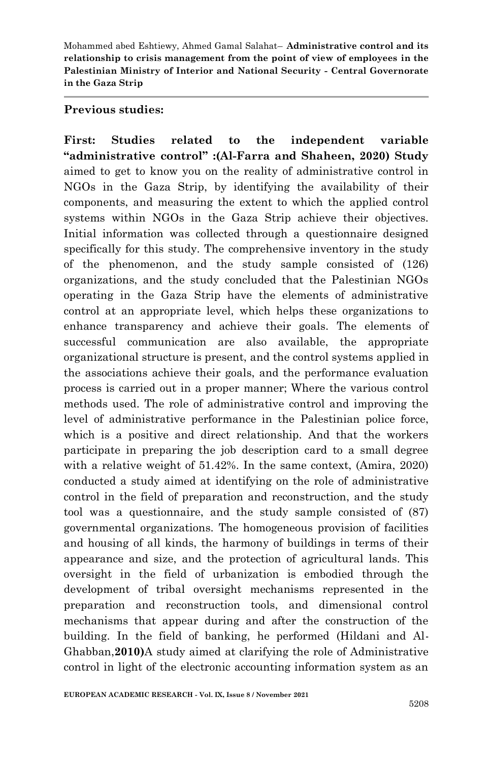**Previous studies:**

**First: Studies related to the independent variable "administrative control" :(Al-Farra and Shaheen, 2020) Study** aimed to get to know you on the reality of administrative control in NGOs in the Gaza Strip, by identifying the availability of their components, and measuring the extent to which the applied control systems within NGOs in the Gaza Strip achieve their objectives. Initial information was collected through a questionnaire designed specifically for this study. The comprehensive inventory in the study of the phenomenon, and the study sample consisted of (126) organizations, and the study concluded that the Palestinian NGOs operating in the Gaza Strip have the elements of administrative control at an appropriate level, which helps these organizations to enhance transparency and achieve their goals. The elements of successful communication are also available, the appropriate organizational structure is present, and the control systems applied in the associations achieve their goals, and the performance evaluation process is carried out in a proper manner; Where the various control methods used. The role of administrative control and improving the level of administrative performance in the Palestinian police force, which is a positive and direct relationship. And that the workers participate in preparing the job description card to a small degree with a relative weight of 51.42%. In the same context, (Amira, 2020) conducted a study aimed at identifying on the role of administrative control in the field of preparation and reconstruction, and the study tool was a questionnaire, and the study sample consisted of (87) governmental organizations. The homogeneous provision of facilities and housing of all kinds, the harmony of buildings in terms of their appearance and size, and the protection of agricultural lands. This oversight in the field of urbanization is embodied through the development of tribal oversight mechanisms represented in the preparation and reconstruction tools, and dimensional control mechanisms that appear during and after the construction of the building. In the field of banking, he performed (Hildani and Al-Ghabban,**2010)**A study aimed at clarifying the role of Administrative control in light of the electronic accounting information system as an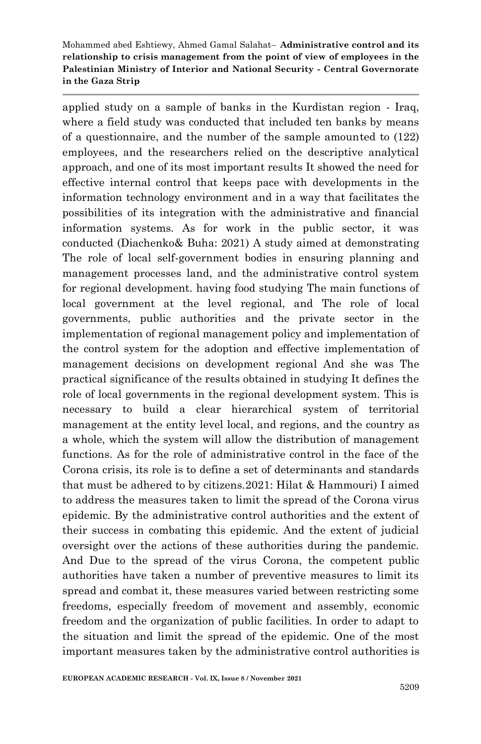applied study on a sample of banks in the Kurdistan region - Iraq, where a field study was conducted that included ten banks by means of a questionnaire, and the number of the sample amounted to (122) employees, and the researchers relied on the descriptive analytical approach, and one of its most important results It showed the need for effective internal control that keeps pace with developments in the information technology environment and in a way that facilitates the possibilities of its integration with the administrative and financial information systems. As for work in the public sector, it was conducted (Diachenko& Buha: 2021) A study aimed at demonstrating The role of local self-government bodies in ensuring planning and management processes land, and the administrative control system for regional development. having food studying The main functions of local government at the level regional, and The role of local governments, public authorities and the private sector in the implementation of regional management policy and implementation of the control system for the adoption and effective implementation of management decisions on development regional And she was The practical significance of the results obtained in studying It defines the role of local governments in the regional development system. This is necessary to build a clear hierarchical system of territorial management at the entity level local, and regions, and the country as a whole, which the system will allow the distribution of management functions. As for the role of administrative control in the face of the Corona crisis, its role is to define a set of determinants and standards that must be adhered to by citizens.2021: Hilat & Hammouri) I aimed to address the measures taken to limit the spread of the Corona virus epidemic. By the administrative control authorities and the extent of their success in combating this epidemic. And the extent of judicial oversight over the actions of these authorities during the pandemic. And Due to the spread of the virus Corona, the competent public authorities have taken a number of preventive measures to limit its spread and combat it, these measures varied between restricting some freedoms, especially freedom of movement and assembly, economic freedom and the organization of public facilities. In order to adapt to the situation and limit the spread of the epidemic. One of the most important measures taken by the administrative control authorities is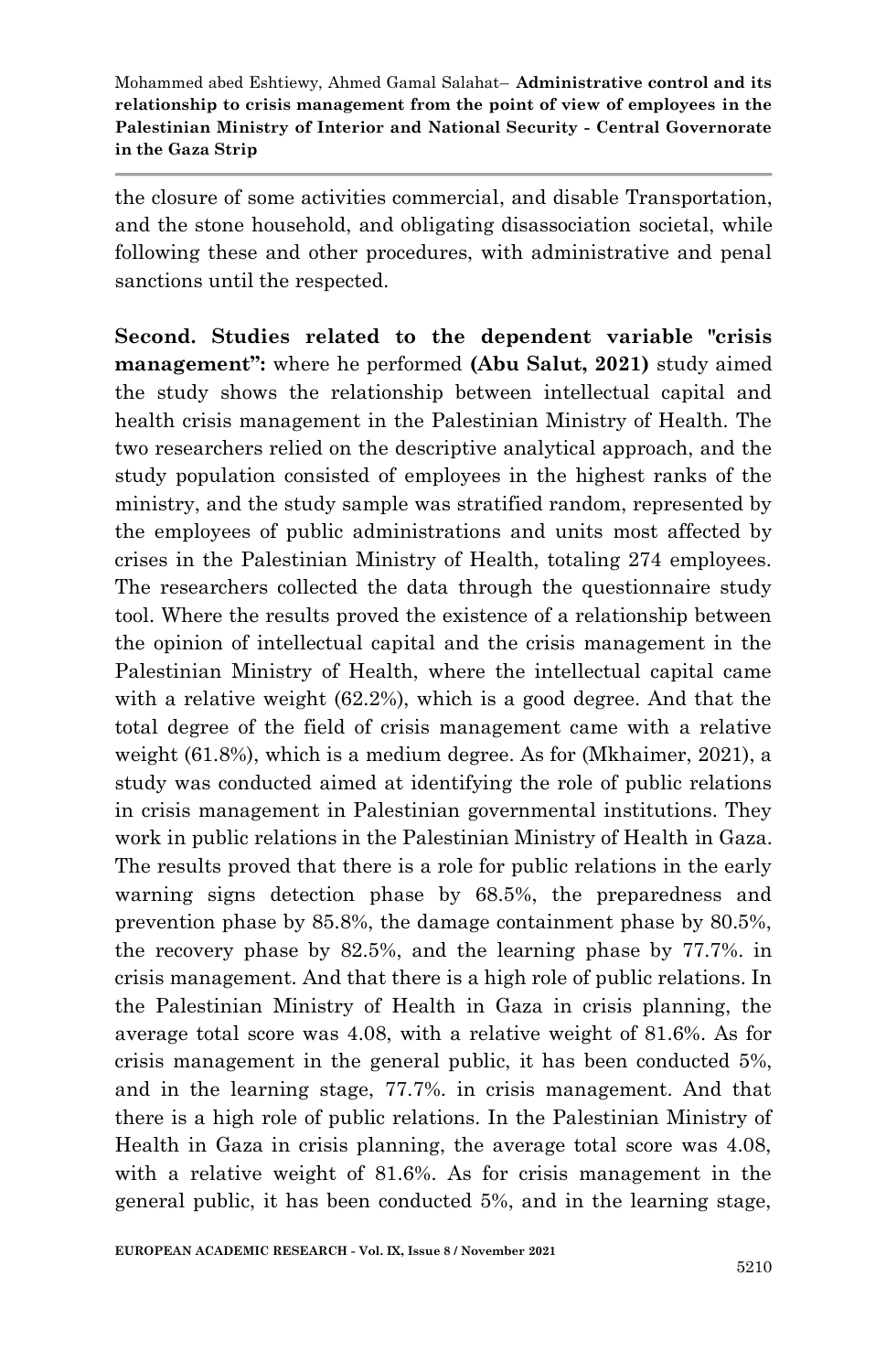the closure of some activities commercial, and disable Transportation, and the stone household, and obligating disassociation societal, while following these and other procedures, with administrative and penal sanctions until the respected.

**Second. Studies related to the dependent variable "crisis management":** where he performed **(Abu Salut, 2021)** study aimed the study shows the relationship between intellectual capital and health crisis management in the Palestinian Ministry of Health. The two researchers relied on the descriptive analytical approach, and the study population consisted of employees in the highest ranks of the ministry, and the study sample was stratified random, represented by the employees of public administrations and units most affected by crises in the Palestinian Ministry of Health, totaling 274 employees. The researchers collected the data through the questionnaire study tool. Where the results proved the existence of a relationship between the opinion of intellectual capital and the crisis management in the Palestinian Ministry of Health, where the intellectual capital came with a relative weight (62.2%), which is a good degree. And that the total degree of the field of crisis management came with a relative weight (61.8%), which is a medium degree. As for (Mkhaimer, 2021), a study was conducted aimed at identifying the role of public relations in crisis management in Palestinian governmental institutions. They work in public relations in the Palestinian Ministry of Health in Gaza. The results proved that there is a role for public relations in the early warning signs detection phase by 68.5%, the preparedness and prevention phase by 85.8%, the damage containment phase by 80.5%, the recovery phase by 82.5%, and the learning phase by 77.7%. in crisis management. And that there is a high role of public relations. In the Palestinian Ministry of Health in Gaza in crisis planning, the average total score was 4.08, with a relative weight of 81.6%. As for crisis management in the general public, it has been conducted 5%, and in the learning stage, 77.7%. in crisis management. And that there is a high role of public relations. In the Palestinian Ministry of Health in Gaza in crisis planning, the average total score was 4.08, with a relative weight of 81.6%. As for crisis management in the general public, it has been conducted 5%, and in the learning stage,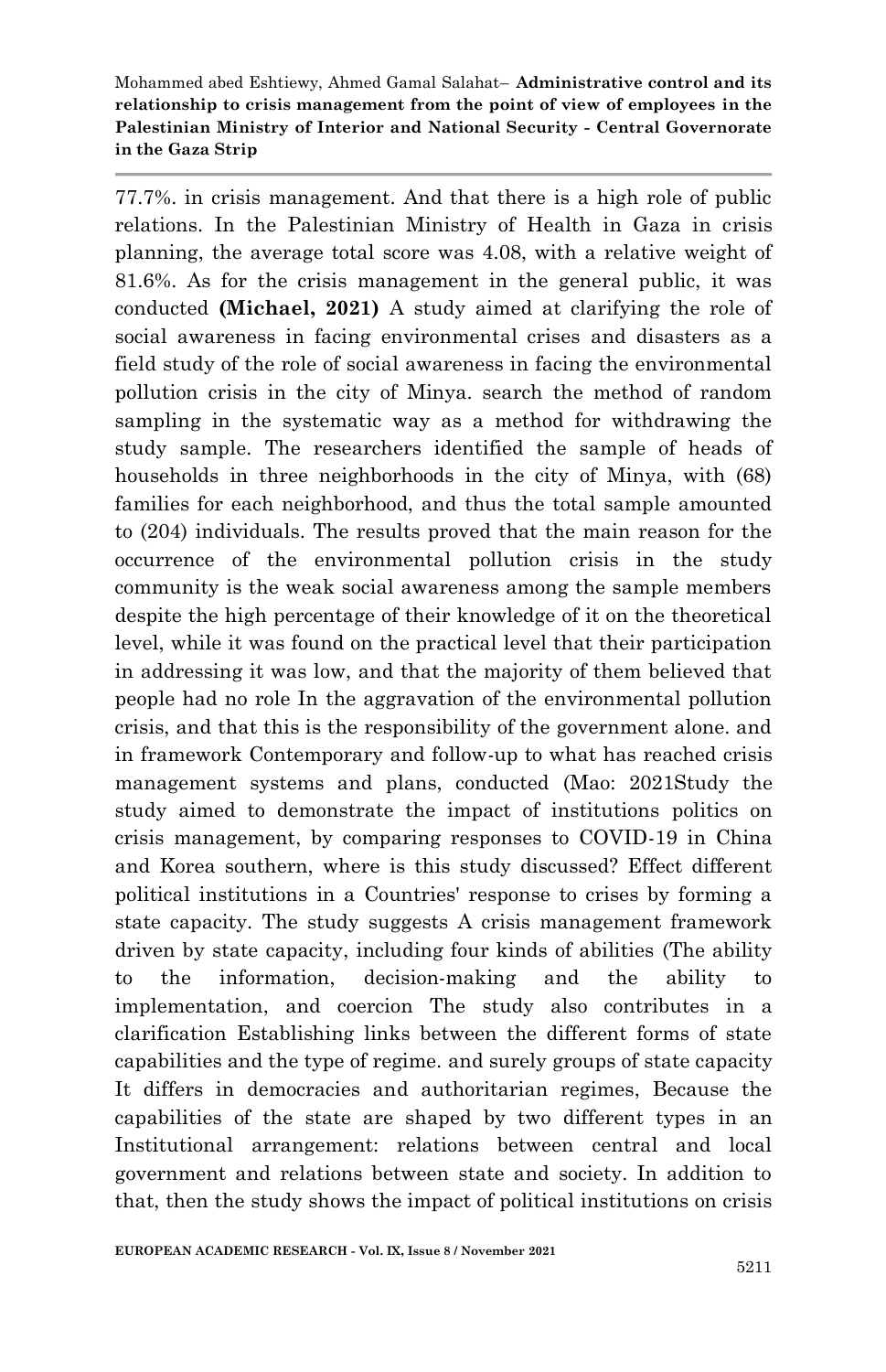77.7%. in crisis management. And that there is a high role of public relations. In the Palestinian Ministry of Health in Gaza in crisis planning, the average total score was 4.08, with a relative weight of 81.6%. As for the crisis management in the general public, it was conducted **(Michael, 2021)** A study aimed at clarifying the role of social awareness in facing environmental crises and disasters as a field study of the role of social awareness in facing the environmental pollution crisis in the city of Minya. search the method of random sampling in the systematic way as a method for withdrawing the study sample. The researchers identified the sample of heads of households in three neighborhoods in the city of Minya, with (68) families for each neighborhood, and thus the total sample amounted to (204) individuals. The results proved that the main reason for the occurrence of the environmental pollution crisis in the study community is the weak social awareness among the sample members despite the high percentage of their knowledge of it on the theoretical level, while it was found on the practical level that their participation in addressing it was low, and that the majority of them believed that people had no role In the aggravation of the environmental pollution crisis, and that this is the responsibility of the government alone. and in framework Contemporary and follow-up to what has reached crisis management systems and plans, conducted (Mao: 2021Study the study aimed to demonstrate the impact of institutions politics on crisis management, by comparing responses to COVID-19 in China and Korea southern, where is this study discussed? Effect different political institutions in a Countries' response to crises by forming a state capacity. The study suggests A crisis management framework driven by state capacity, including four kinds of abilities (The ability to the information, decision-making and the ability to implementation, and coercion The study also contributes in a clarification Establishing links between the different forms of state capabilities and the type of regime. and surely groups of state capacity It differs in democracies and authoritarian regimes, Because the capabilities of the state are shaped by two different types in an Institutional arrangement: relations between central and local government and relations between state and society. In addition to that, then the study shows the impact of political institutions on crisis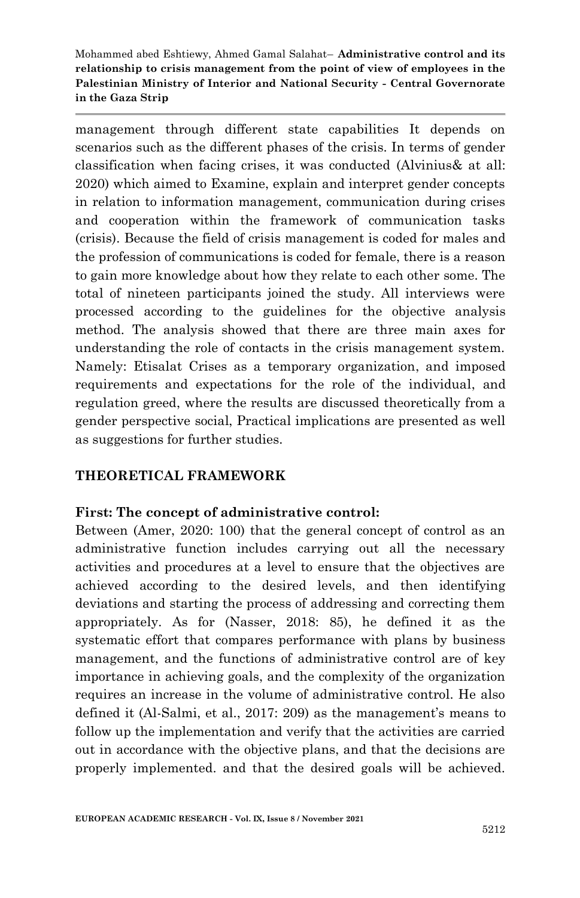management through different state capabilities It depends on scenarios such as the different phases of the crisis. In terms of gender classification when facing crises, it was conducted (Alvinius& at all: 2020) which aimed to Examine, explain and interpret gender concepts in relation to information management, communication during crises and cooperation within the framework of communication tasks (crisis). Because the field of crisis management is coded for males and the profession of communications is coded for female, there is a reason to gain more knowledge about how they relate to each other some. The total of nineteen participants joined the study. All interviews were processed according to the guidelines for the objective analysis method. The analysis showed that there are three main axes for understanding the role of contacts in the crisis management system. Namely: Etisalat Crises as a temporary organization, and imposed requirements and expectations for the role of the individual, and regulation greed, where the results are discussed theoretically from a gender perspective social, Practical implications are presented as well as suggestions for further studies.

## THEORETICAL FRAMEWORK

### First: The concept of administrative control:

Between (Amer, 2020: 100) that the general concept of control as an administrative function includes carrying out all the necessary activities and procedures at a level to ensure that the objectives are achieved according to the desired levels, and then identifying deviations and starting the process of addressing and correcting them appropriately. As for (Nasser, 2018: 85), he defined it as the systematic effort that compares performance with plans by business management, and the functions of administrative control are of key importance in achieving goals, and the complexity of the organization requires an increase in the volume of administrative control. He also defined it (Al-Salmi, et al., 2017: 209) as the management's means to follow up the implementation and verify that the activities are carried out in accordance with the objective plans, and that the decisions are properly implemented. and that the desired goals will be achieved.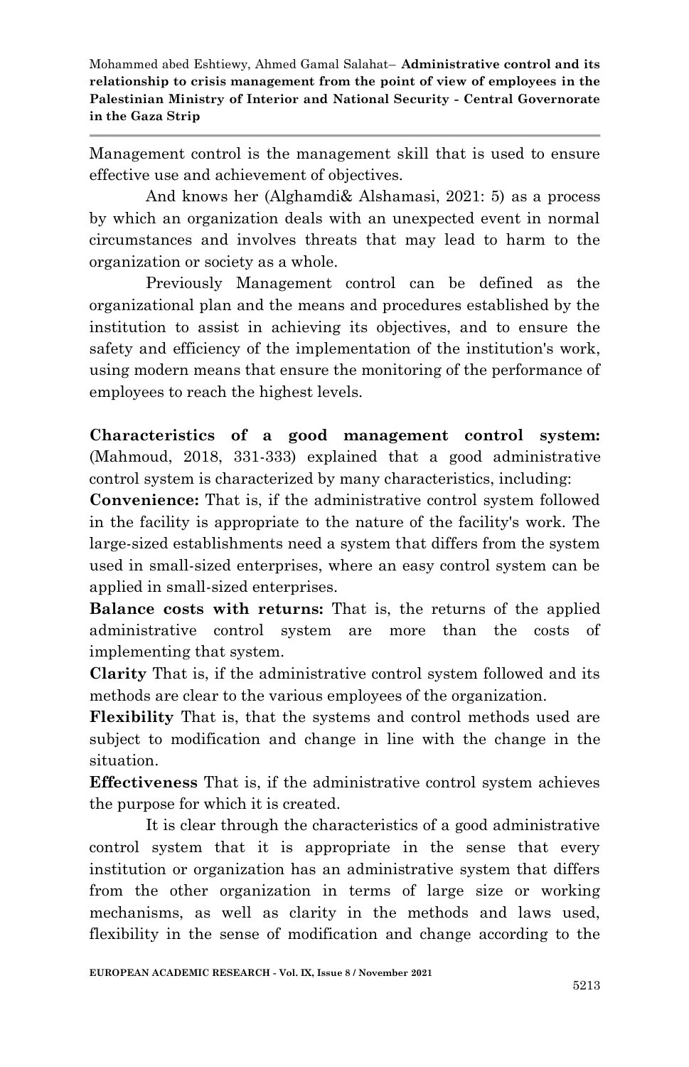Management control is the management skill that is used to ensure effective use and achievement of objectives.

And knows her (Alghamdi& Alshamasi, 2021: 5) as a process by which an organization deals with an unexpected event in normal circumstances and involves threats that may lead to harm to the organization or society as a whole.

Previously Management control can be defined as the organizational plan and the means and procedures established by the institution to assist in achieving its objectives, and to ensure the safety and efficiency of the implementation of the institution's work, using modern means that ensure the monitoring of the performance of employees to reach the highest levels.

**Characteristics of a good management control system:** (Mahmoud, 2018, 331-333) explained that a good administrative control system is characterized by many characteristics, including:

**Convenience:** That is, if the administrative control system followed in the facility is appropriate to the nature of the facility's work. The large-sized establishments need a system that differs from the system used in small-sized enterprises, where an easy control system can be applied in small-sized enterprises.

**Balance costs with returns:** That is, the returns of the applied administrative control system are more than the costs of implementing that system.

**Clarity** That is, if the administrative control system followed and its methods are clear to the various employees of the organization.

**Flexibility** That is, that the systems and control methods used are subject to modification and change in line with the change in the situation.

**Effectiveness** That is, if the administrative control system achieves the purpose for which it is created.

It is clear through the characteristics of a good administrative control system that it is appropriate in the sense that every institution or organization has an administrative system that differs from the other organization in terms of large size or working mechanisms, as well as clarity in the methods and laws used, flexibility in the sense of modification and change according to the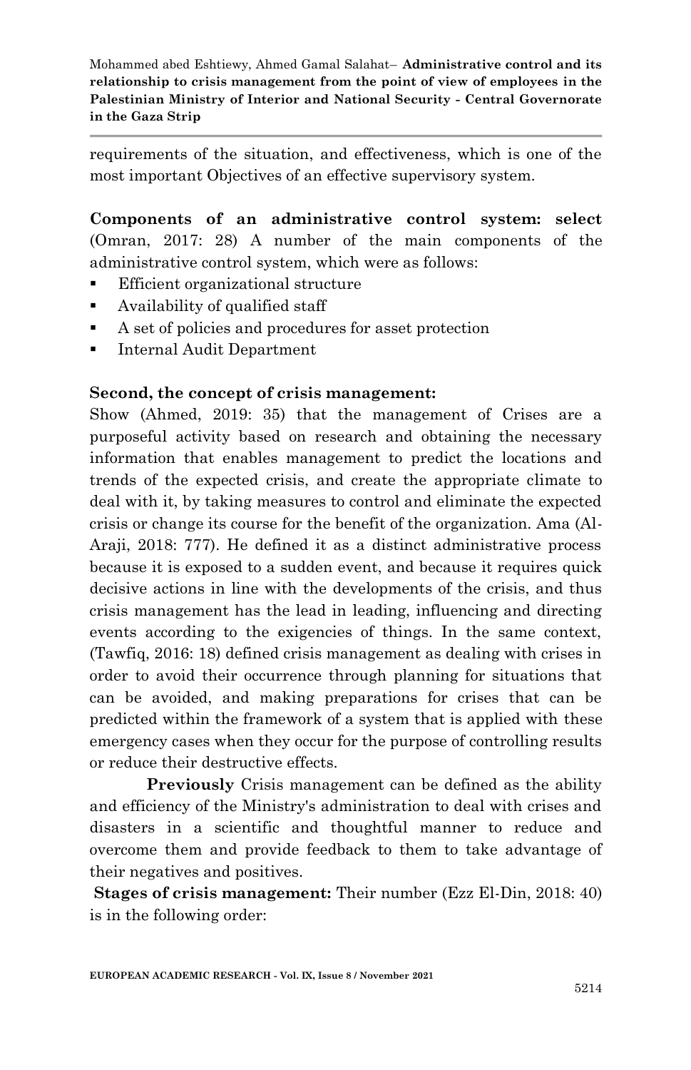requirements of the situation, and effectiveness, which is one of the most important Objectives of an effective supervisory system.

**Components of an administrative control system: select** (Omran, 2017: 28) A number of the main components of the administrative control system, which were as follows:

- Efficient organizational structure
- Availability of qualified staff
- A set of policies and procedures for asset protection
- Internal Audit Department

**Second, the concept of crisis management:**

Show (Ahmed, 2019: 35) that the management of Crises are a purposeful activity based on research and obtaining the necessary information that enables management to predict the locations and trends of the expected crisis, and create the appropriate climate to deal with it, by taking measures to control and eliminate the expected crisis or change its course for the benefit of the organization. Ama (Al-Araji, 2018: 777). He defined it as a distinct administrative process because it is exposed to a sudden event, and because it requires quick decisive actions in line with the developments of the crisis, and thus crisis management has the lead in leading, influencing and directing events according to the exigencies of things. In the same context, (Tawfiq, 2016: 18) defined crisis management as dealing with crises in order to avoid their occurrence through planning for situations that can be avoided, and making preparations for crises that can be predicted within the framework of a system that is applied with these emergency cases when they occur for the purpose of controlling results or reduce their destructive effects.

**Previously** Crisis management can be defined as the ability and efficiency of the Ministry's administration to deal with crises and disasters in a scientific and thoughtful manner to reduce and overcome them and provide feedback to them to take advantage of their negatives and positives.

**Stages of crisis management:** Their number (Ezz El-Din, 2018: 40) is in the following order: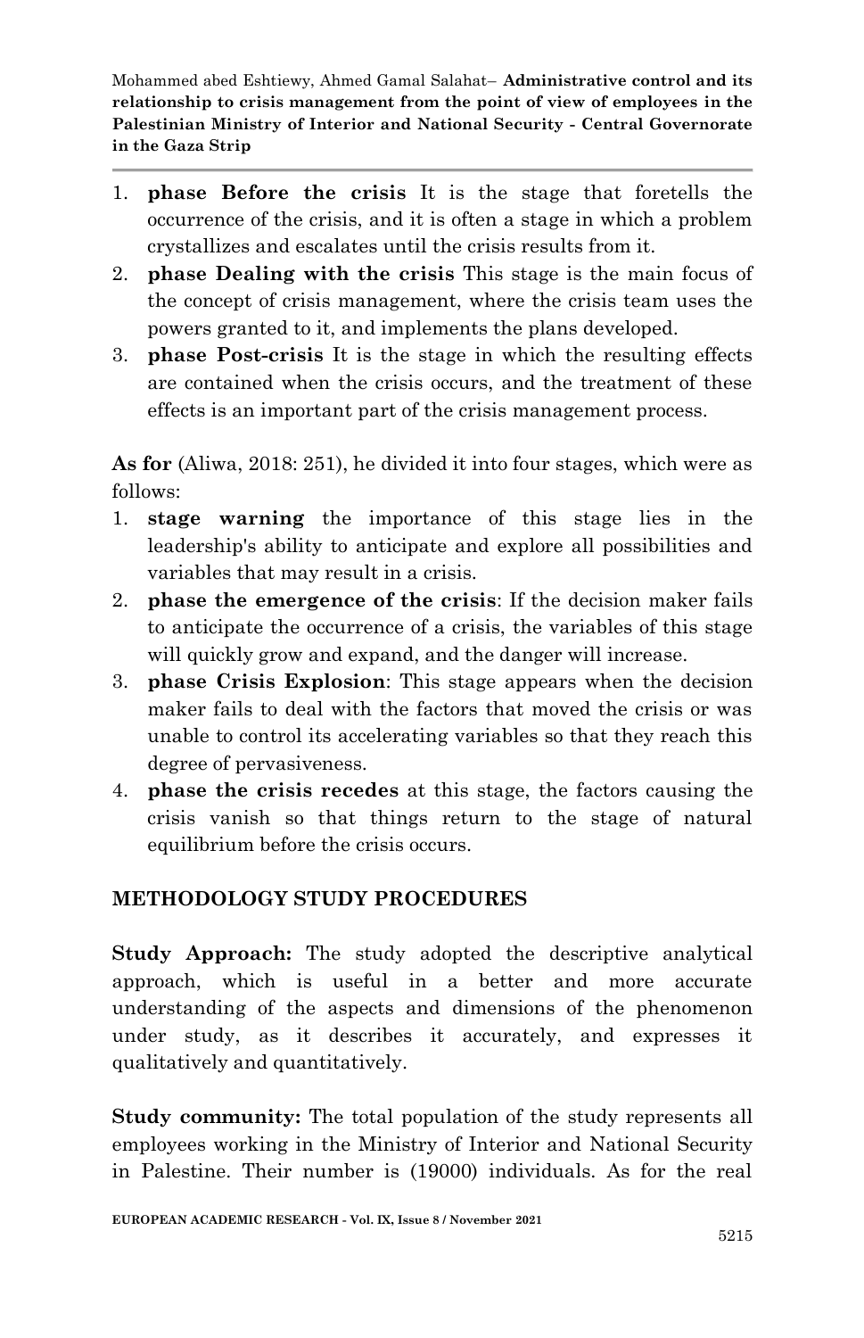1. **phase Before the crisis** It is the stage that foretells the occurrence of the crisis, and it is often a stage in which a problem crystallizes and escalates until the crisis results from it.
2. **phase Dealing with the crisis** This stage is the main focus of the concept of crisis management, where the crisis team uses the powers granted to it, and implements the plans developed.
3. **phase Post-crisis** It is the stage in which the resulting effects are contained when the crisis occurs, and the treatment of these effects is an important part of the crisis management process.

**As for** (Aliwa, 2018: 251), he divided it into four stages, which were as follows:

1. **stage warning** the importance of this stage lies in the leadership's ability to anticipate and explore all possibilities and variables that may result in a crisis.
2. **phase the emergence of the crisis**: If the decision maker fails to anticipate the occurrence of a crisis, the variables of this stage will quickly grow and expand, and the danger will increase.
3. **phase Crisis Explosion**: This stage appears when the decision maker fails to deal with the factors that moved the crisis or was unable to control its accelerating variables so that they reach this degree of pervasiveness.
4. **phase the crisis recedes** at this stage, the factors causing the crisis vanish so that things return to the stage of natural equilibrium before the crisis occurs.

## METHODOLOGY STUDY PROCEDURES

**Study Approach:** The study adopted the descriptive analytical approach, which is useful in a better and more accurate understanding of the aspects and dimensions of the phenomenon under study, as it describes it accurately, and expresses it qualitatively and quantitatively.

**Study community:** The total population of the study represents all employees working in the Ministry of Interior and National Security in Palestine. Their number is (19000) individuals. As for the real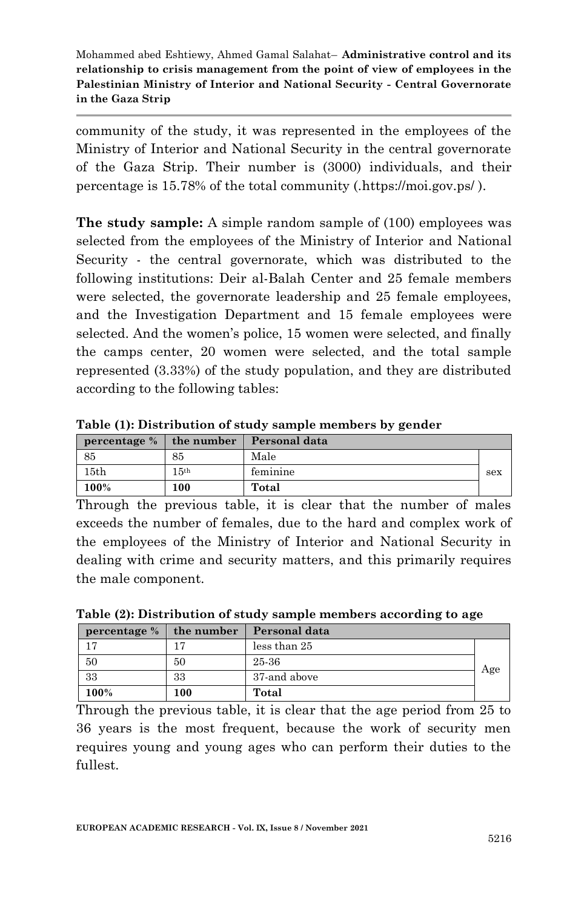community of the study, it was represented in the employees of the Ministry of Interior and National Security in the central governorate of the Gaza Strip. Their number is (3000) individuals, and their percentage is 15.78% of the total community (.https://moi.gov.ps/ ).

**The study sample:** A simple random sample of (100) employees was selected from the employees of the Ministry of Interior and National Security - the central governorate, which was distributed to the following institutions: Deir al-Balah Center and 25 female members were selected, the governorate leadership and 25 female employees, and the Investigation Department and 15 female employees were selected. And the women's police, 15 women were selected, and finally the camps center, 20 women were selected, and the total sample represented (3.33%) of the study population, and they are distributed according to the following tables:

**Table (1): Distribution of study sample members by gender**

| percentage % | the number | Personal data | |
|---|---|---|---|
| 85 | 85 | Male | sex |
| 15th | 15th | feminine | |
| **100%** | **100** | **Total** | |

Through the previous table, it is clear that the number of males exceeds the number of females, due to the hard and complex work of the employees of the Ministry of Interior and National Security in dealing with crime and security matters, and this primarily requires the male component.

**Table (2): Distribution of study sample members according to age**

| percentage % | the number | Personal data | |
|---|---|---|---|
| 17 | 17 | less than 25 | Age |
| 50 | 50 | 25-36 | |
| 33 | 33 | 37-and above | |
| **100%** | **100** | **Total** | |

Through the previous table, it is clear that the age period from 25 to 36 years is the most frequent, because the work of security men requires young and young ages who can perform their duties to the fullest.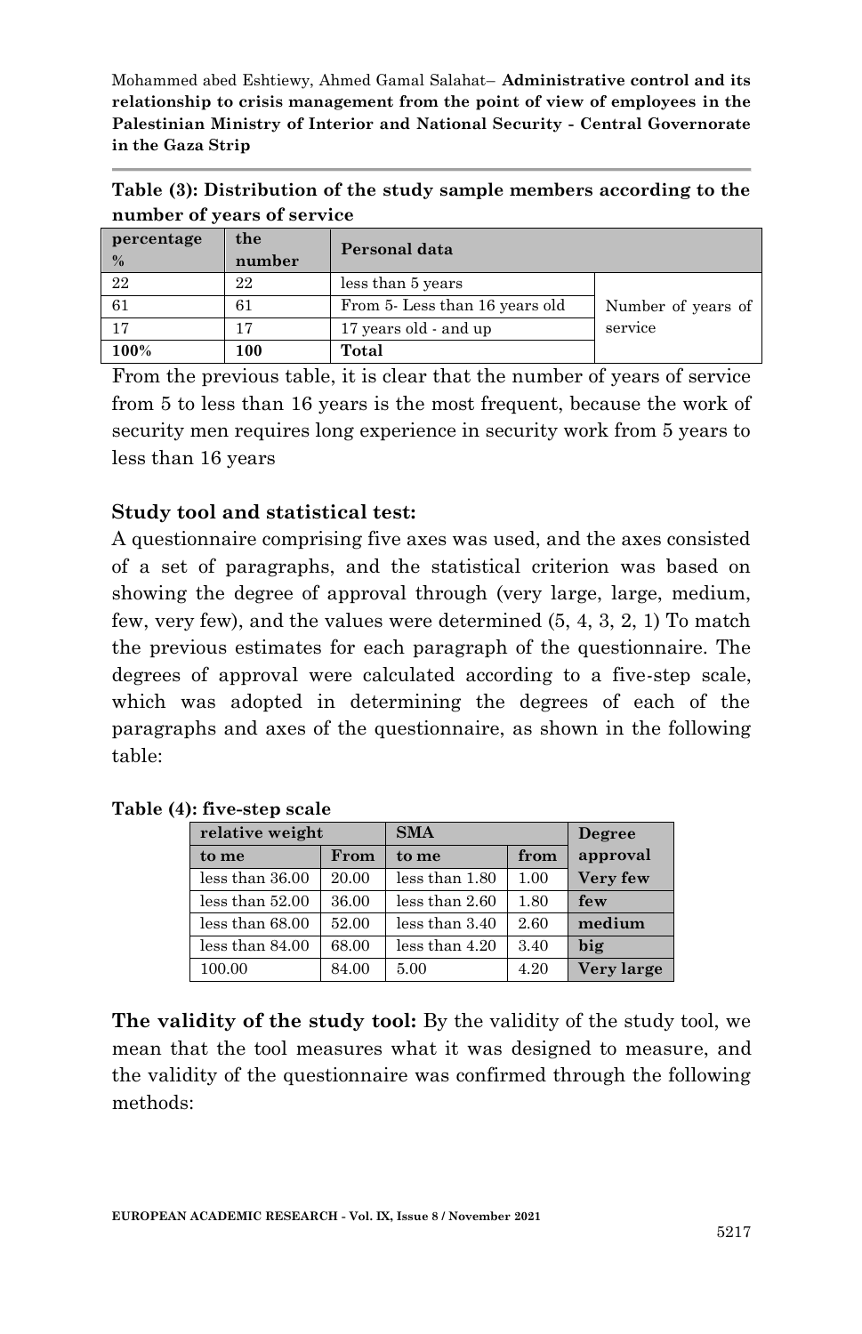**Table (3): Distribution of the study sample members according to the number of years of service**

| percentage % | the number | Personal data | |
|---|---|---|---|
| 22 | 22 | less than 5 years | Number of years of service |
| 61 | 61 | From 5- Less than 16 years old | |
| 17 | 17 | 17 years old - and up | |
| **100%** | **100** | **Total** | |

From the previous table, it is clear that the number of years of service from 5 to less than 16 years is the most frequent, because the work of security men requires long experience in security work from 5 years to less than 16 years

**Study tool and statistical test:**

A questionnaire comprising five axes was used, and the axes consisted of a set of paragraphs, and the statistical criterion was based on showing the degree of approval through (very large, large, medium, few, very few), and the values were determined (5, 4, 3, 2, 1) To match the previous estimates for each paragraph of the questionnaire. The degrees of approval were calculated according to a five-step scale, which was adopted in determining the degrees of each of the paragraphs and axes of the questionnaire, as shown in the following table:

**Table (4): five-step scale**

| relative weight | | SMA | | Degree approval |
|---|---|---|---|---|
| **to me** | **From** | **to me** | **from** | |
| less than 36.00 | 20.00 | less than 1.80 | 1.00 | **Very few** |
| less than 52.00 | 36.00 | less than 2.60 | 1.80 | **few** |
| less than 68.00 | 52.00 | less than 3.40 | 2.60 | **medium** |
| less than 84.00 | 68.00 | less than 4.20 | 3.40 | **big** |
| 100.00 | 84.00 | 5.00 | 4.20 | **Very large** |

**The validity of the study tool:** By the validity of the study tool, we mean that the tool measures what it was designed to measure, and the validity of the questionnaire was confirmed through the following methods: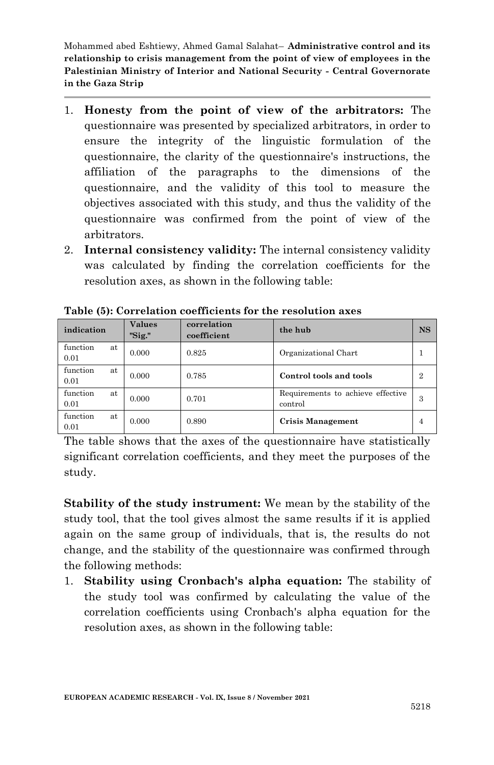1. **Honesty from the point of view of the arbitrators:** The questionnaire was presented by specialized arbitrators, in order to ensure the integrity of the linguistic formulation of the questionnaire, the clarity of the questionnaire's instructions, the affiliation of the paragraphs to the dimensions of the questionnaire, and the validity of this tool to measure the objectives associated with this study, and thus the validity of the questionnaire was confirmed from the point of view of the arbitrators.
2. **Internal consistency validity:** The internal consistency validity was calculated by finding the correlation coefficients for the resolution axes, as shown in the following table:

**Table (5): Correlation coefficients for the resolution axes**

| indication | Values "Sig." | correlation coefficient | the hub | NS |
|---|---|---|---|---|
| function at 0.01 | 0.000 | 0.825 | Organizational Chart | 1 |
| function at 0.01 | 0.000 | 0.785 | **Control tools and tools** | 2 |
| function at 0.01 | 0.000 | 0.701 | Requirements to achieve effective control | 3 |
| function at 0.01 | 0.000 | 0.890 | **Crisis Management** | 4 |

The table shows that the axes of the questionnaire have statistically significant correlation coefficients, and they meet the purposes of the study.

**Stability of the study instrument:** We mean by the stability of the study tool, that the tool gives almost the same results if it is applied again on the same group of individuals, that is, the results do not change, and the stability of the questionnaire was confirmed through the following methods:

1. **Stability using Cronbach's alpha equation:** The stability of the study tool was confirmed by calculating the value of the correlation coefficients using Cronbach's alpha equation for the resolution axes, as shown in the following table: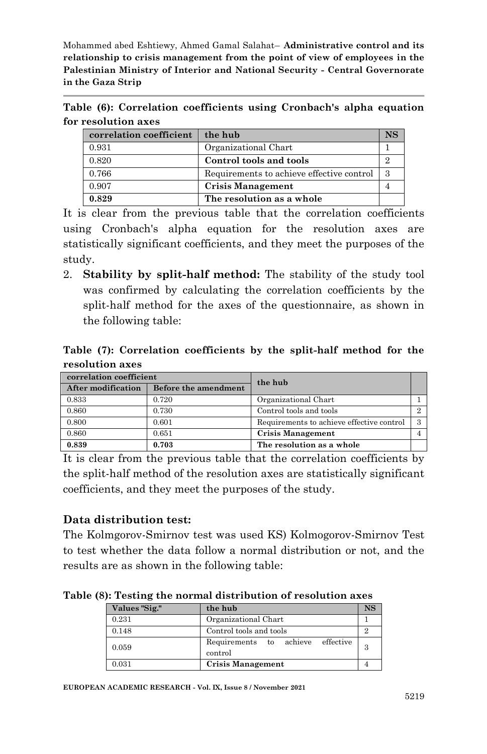**Table (6): Correlation coefficients using Cronbach's alpha equation for resolution axes**

| correlation coefficient | the hub | NS |
|---|---|---|
| 0.931 | Organizational Chart | 1 |
| 0.820 | **Control tools and tools** | 2 |
| 0.766 | Requirements to achieve effective control | 3 |
| 0.907 | **Crisis Management** | 4 |
| **0.829** | **The resolution as a whole** | |

It is clear from the previous table that the correlation coefficients using Cronbach's alpha equation for the resolution axes are statistically significant coefficients, and they meet the purposes of the study.

2. **Stability by split-half method:** The stability of the study tool was confirmed by calculating the correlation coefficients by the split-half method for the axes of the questionnaire, as shown in the following table:

**Table (7): Correlation coefficients by the split-half method for the resolution axes**

| correlation coefficient | | the hub | |
|---|---|---|---|
| After modification | Before the amendment | | |
| 0.833 | 0.720 | Organizational Chart | 1 |
| 0.860 | 0.730 | Control tools and tools | 2 |
| 0.800 | 0.601 | Requirements to achieve effective control | 3 |
| 0.860 | 0.651 | **Crisis Management** | 4 |
| **0.839** | **0.703** | **The resolution as a whole** | |

It is clear from the previous table that the correlation coefficients by the split-half method of the resolution axes are statistically significant coefficients, and they meet the purposes of the study.

### Data distribution test:

The Kolmgorov-Smirnov test was used KS) Kolmogorov-Smirnov Test to test whether the data follow a normal distribution or not, and the results are as shown in the following table:

**Table (8): Testing the normal distribution of resolution axes**

| Values "Sig." | the hub | NS |
|---|---|---|
| 0.231 | Organizational Chart | 1 |
| 0.148 | Control tools and tools | 2 |
| 0.059 | Requirements to achieve effective control | 3 |
| 0.031 | **Crisis Management** | 4 |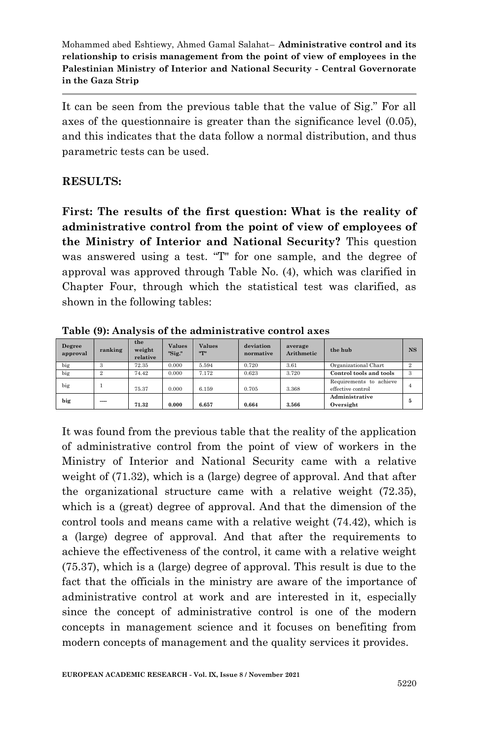It can be seen from the previous table that the value of Sig." For all axes of the questionnaire is greater than the significance level (0.05), and this indicates that the data follow a normal distribution, and thus parametric tests can be used.

**RESULTS:**

**First: The results of the first question: What is the reality of administrative control from the point of view of employees of the Ministry of Interior and National Security?** This question was answered using a test. "T" for one sample, and the degree of approval was approved through Table No. (4), which was clarified in Chapter Four, through which the statistical test was clarified, as shown in the following tables:

**Table (9): Analysis of the administrative control axes**

| Degree approval | ranking | the weight relative | Values "Sig." | Values "T" | deviation normative | average Arithmetic | the hub | NS |
|---|---|---|---|---|---|---|---|---|
| big | 3 | 72.35 | 0.000 | 5.594 | 0.720 | 3.61 | Organizational Chart | 2 |
| big | 2 | 74.42 | 0.000 | 7.172 | 0.623 | 3.720 | **Control tools and tools** | 3 |
| big | 1 | 75.37 | 0.000 | 6.159 | 0.705 | 3.368 | Requirements to achieve effective control | 4 |
| **big** | — | **71.32** | **0.000** | **6.657** | **0.664** | **3.566** | **Administrative Oversight** | **5** |

It was found from the previous table that the reality of the application of administrative control from the point of view of workers in the Ministry of Interior and National Security came with a relative weight of (71.32), which is a (large) degree of approval. And that after the organizational structure came with a relative weight (72.35), which is a (great) degree of approval. And that the dimension of the control tools and means came with a relative weight (74.42), which is a (large) degree of approval. And that after the requirements to achieve the effectiveness of the control, it came with a relative weight (75.37), which is a (large) degree of approval. This result is due to the fact that the officials in the ministry are aware of the importance of administrative control at work and are interested in it, especially since the concept of administrative control is one of the modern concepts in management science and it focuses on benefiting from modern concepts of management and the quality services it provides.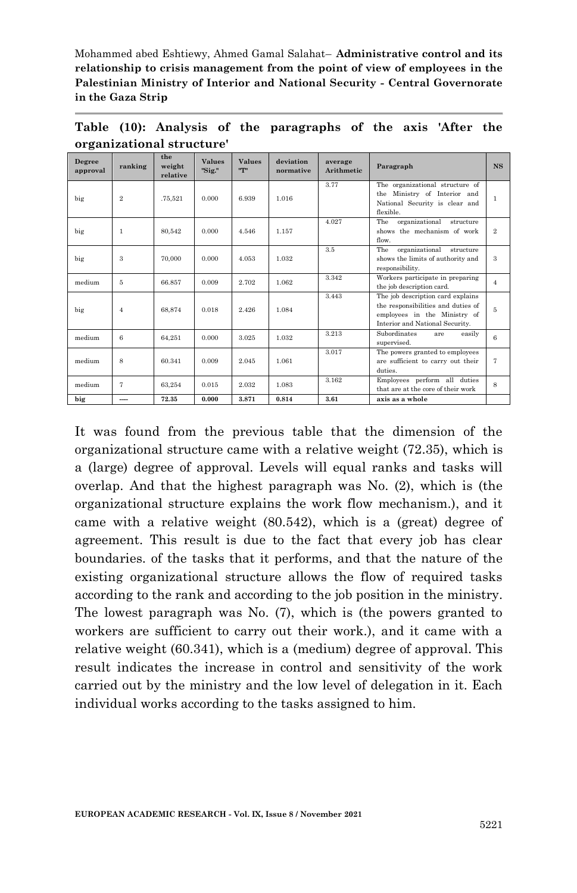**Table (10): Analysis of the paragraphs of the axis 'After the organizational structure'**

| Degree approval | ranking | the weight relative | Values "Sig." | Values "T" | deviation normative | average Arithmetic | Paragraph | NS |
|---|---|---|---|---|---|---|---|---|
| big | 2 | .75,521 | 0.000 | 6.939 | 1.016 | 3.77 | The organizational structure of the Ministry of Interior and National Security is clear and flexible. | 1 |
| big | 1 | 80,542 | 0.000 | 4.546 | 1.157 | 4.027 | The organizational structure shows the mechanism of work flow. | 2 |
| big | 3 | 70,000 | 0.000 | 4.053 | 1.032 | 3.5 | The organizational structure shows the limits of authority and responsibility. | 3 |
| medium | 5 | 66.857 | 0.009 | 2.702 | 1.062 | 3.342 | Workers participate in preparing the job description card. | 4 |
| big | 4 | 68,874 | 0.018 | 2.426 | 1.084 | 3.443 | The job description card explains the responsibilities and duties of employees in the Ministry of Interior and National Security. | 5 |
| medium | 6 | 64,251 | 0.000 | 3.025 | 1.032 | 3.213 | Subordinates are easily supervised. | 6 |
| medium | 8 | 60.341 | 0.009 | 2.045 | 1.061 | 3.017 | The powers granted to employees are sufficient to carry out their duties. | 7 |
| medium | 7 | 63,254 | 0.015 | 2.032 | 1.083 | 3.162 | Employees perform all duties that are at the core of their work | 8 |
| **big** | **----** | **72.35** | **0.000** | **3.871** | **0.814** | **3.61** | **axis as a whole** | |

It was found from the previous table that the dimension of the organizational structure came with a relative weight (72.35), which is a (large) degree of approval. Levels will equal ranks and tasks will overlap. And that the highest paragraph was No. (2), which is (the organizational structure explains the work flow mechanism.), and it came with a relative weight (80.542), which is a (great) degree of agreement. This result is due to the fact that every job has clear boundaries. of the tasks that it performs, and that the nature of the existing organizational structure allows the flow of required tasks according to the rank and according to the job position in the ministry. The lowest paragraph was No. (7), which is (the powers granted to workers are sufficient to carry out their work.), and it came with a relative weight (60.341), which is a (medium) degree of approval. This result indicates the increase in control and sensitivity of the work carried out by the ministry and the low level of delegation in it. Each individual works according to the tasks assigned to him.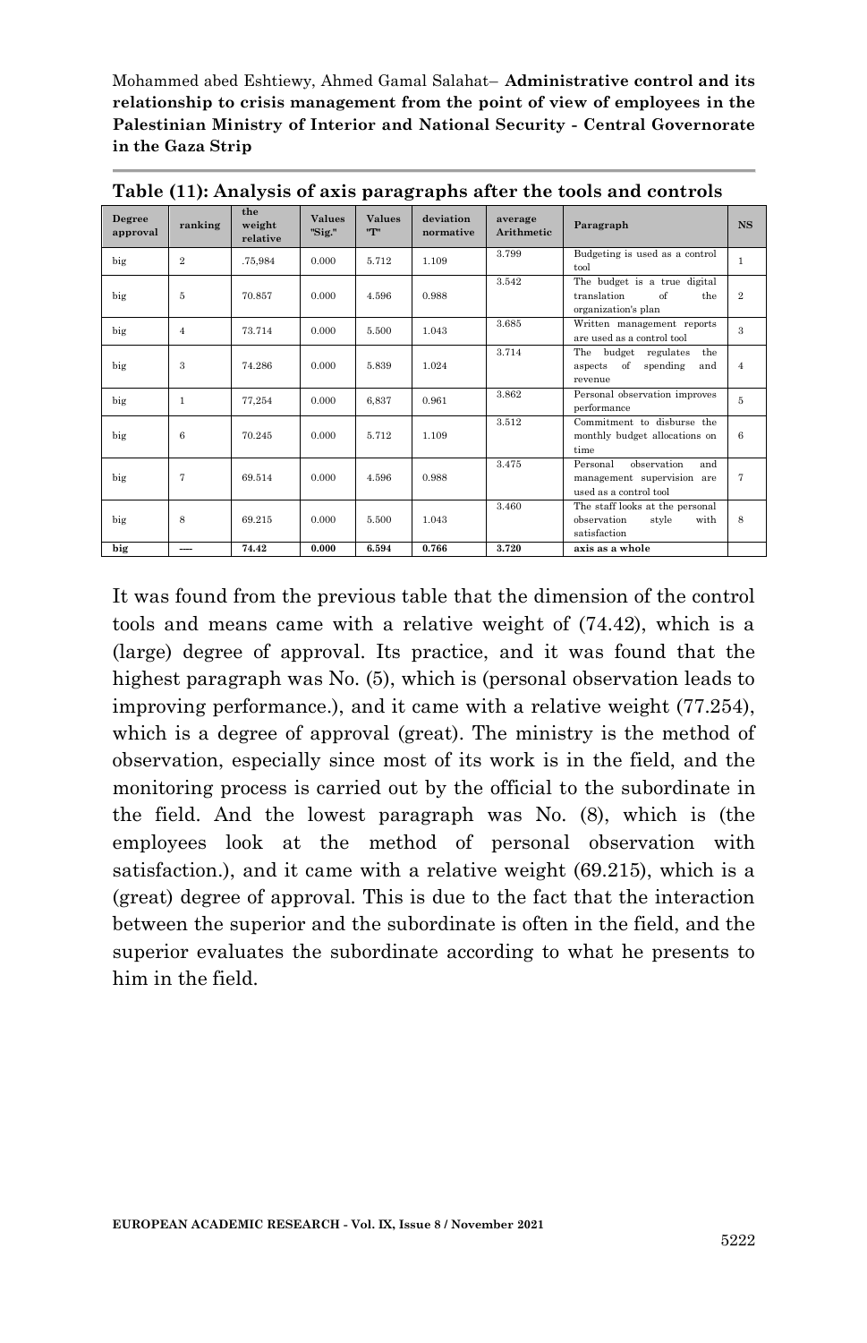**Table (11): Analysis of axis paragraphs after the tools and controls**

| Degree approval | ranking | the weight relative | Values "Sig." | Values "T" | deviation normative | average Arithmetic | Paragraph | NS |
|---|---|---|---|---|---|---|---|---|
| big | 2 | .75,984 | 0.000 | 5.712 | 1.109 | 3.799 | Budgeting is used as a control tool | 1 |
| big | 5 | 70.857 | 0.000 | 4.596 | 0.988 | 3.542 | The budget is a true digital translation of the organization's plan | 2 |
| big | 4 | 73.714 | 0.000 | 5.500 | 1.043 | 3.685 | Written management reports are used as a control tool | 3 |
| big | 3 | 74.286 | 0.000 | 5.839 | 1.024 | 3.714 | The budget regulates the aspects of spending and revenue | 4 |
| big | 1 | 77,254 | 0.000 | 6,837 | 0.961 | 3.862 | Personal observation improves performance | 5 |
| big | 6 | 70.245 | 0.000 | 5.712 | 1.109 | 3.512 | Commitment to disburse the monthly budget allocations on time | 6 |
| big | 7 | 69.514 | 0.000 | 4.596 | 0.988 | 3.475 | Personal observation and management supervision are used as a control tool | 7 |
| big | 8 | 69.215 | 0.000 | 5.500 | 1.043 | 3.460 | The staff looks at the personal observation style with satisfaction | 8 |
| **big** | **----** | **74.42** | **0.000** | **6.594** | **0.766** | **3.720** | **axis as a whole** | |

It was found from the previous table that the dimension of the control tools and means came with a relative weight of (74.42), which is a (large) degree of approval. Its practice, and it was found that the highest paragraph was No. (5), which is (personal observation leads to improving performance.), and it came with a relative weight (77.254), which is a degree of approval (great). The ministry is the method of observation, especially since most of its work is in the field, and the monitoring process is carried out by the official to the subordinate in the field. And the lowest paragraph was No. (8), which is (the employees look at the method of personal observation with satisfaction.), and it came with a relative weight (69.215), which is a (great) degree of approval. This is due to the fact that the interaction between the superior and the subordinate is often in the field, and the superior evaluates the subordinate according to what he presents to him in the field.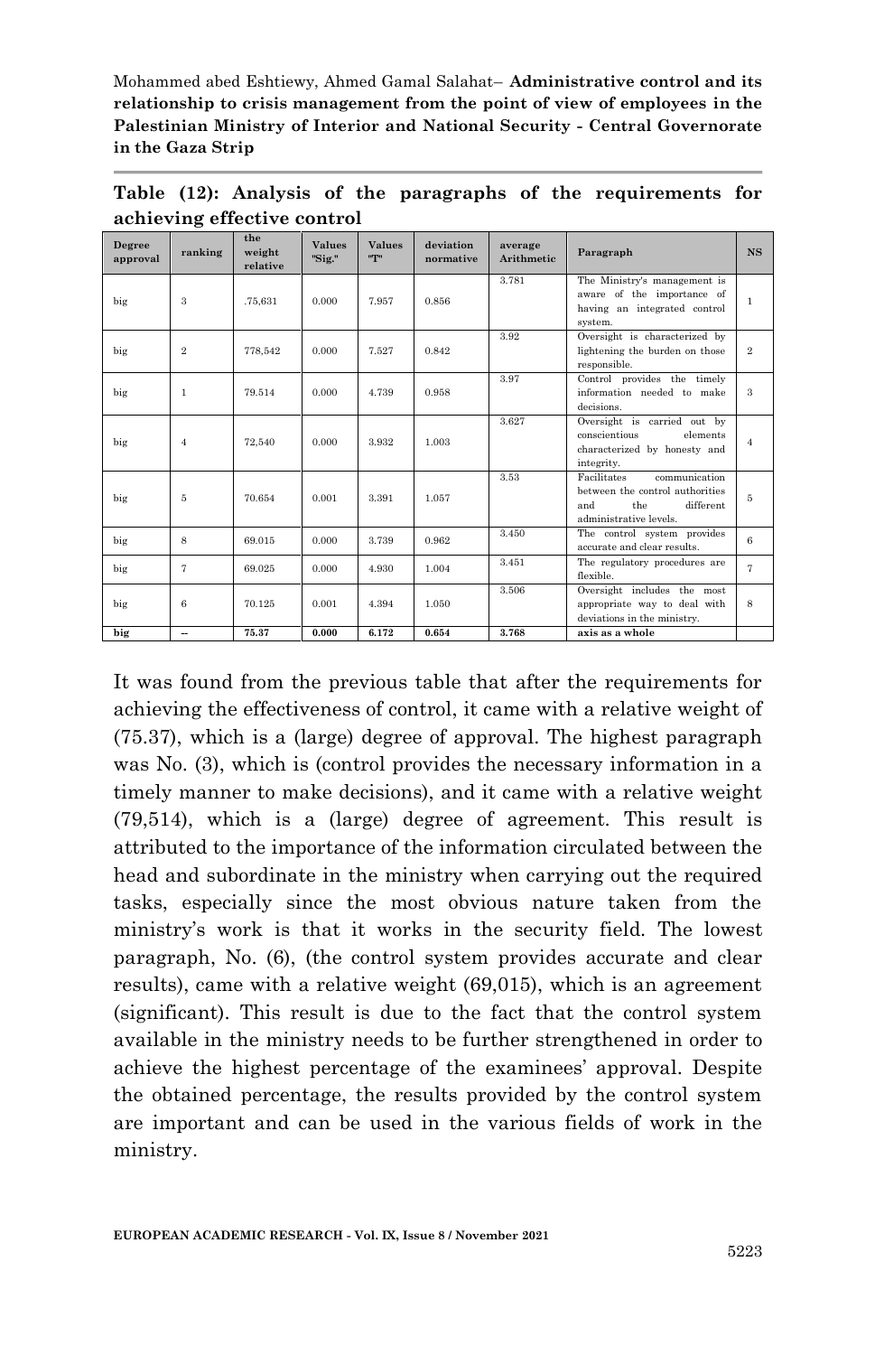**Table (12): Analysis of the paragraphs of the requirements for achieving effective control**

| Degree approval | ranking | the weight relative | Values "Sig." | Values "T" | deviation normative | average Arithmetic | Paragraph | NS |
|---|---|---|---|---|---|---|---|---|
| big | 3 | .75,631 | 0.000 | 7.957 | 0.856 | 3.781 | The Ministry's management is aware of the importance of having an integrated control system. | 1 |
| big | 2 | 778,542 | 0.000 | 7.527 | 0.842 | 3.92 | Oversight is characterized by lightening the burden on those responsible. | 2 |
| big | 1 | 79.514 | 0.000 | 4.739 | 0.958 | 3.97 | Control provides the timely information needed to make decisions. | 3 |
| big | 4 | 72,540 | 0.000 | 3.932 | 1.003 | 3.627 | Oversight is carried out by conscientious elements characterized by honesty and integrity. | 4 |
| big | 5 | 70.654 | 0.001 | 3.391 | 1.057 | 3.53 | Facilitates communication between the control authorities and the different administrative levels. | 5 |
| big | 8 | 69.015 | 0.000 | 3.739 | 0.962 | 3.450 | The control system provides accurate and clear results. | 6 |
| big | 7 | 69.025 | 0.000 | 4.930 | 1.004 | 3.451 | The regulatory procedures are flexible. | 7 |
| big | 6 | 70.125 | 0.001 | 4.394 | 1.050 | 3.506 | Oversight includes the most appropriate way to deal with deviations in the ministry. | 8 |
| **big** | -- | **75.37** | **0.000** | **6.172** | **0.654** | **3.768** | **axis as a whole** | |

It was found from the previous table that after the requirements for achieving the effectiveness of control, it came with a relative weight of (75.37), which is a (large) degree of approval. The highest paragraph was No. (3), which is (control provides the necessary information in a timely manner to make decisions), and it came with a relative weight (79,514), which is a (large) degree of agreement. This result is attributed to the importance of the information circulated between the head and subordinate in the ministry when carrying out the required tasks, especially since the most obvious nature taken from the ministry's work is that it works in the security field. The lowest paragraph, No. (6), (the control system provides accurate and clear results), came with a relative weight (69,015), which is an agreement (significant). This result is due to the fact that the control system available in the ministry needs to be further strengthened in order to achieve the highest percentage of the examinees' approval. Despite the obtained percentage, the results provided by the control system are important and can be used in the various fields of work in the ministry.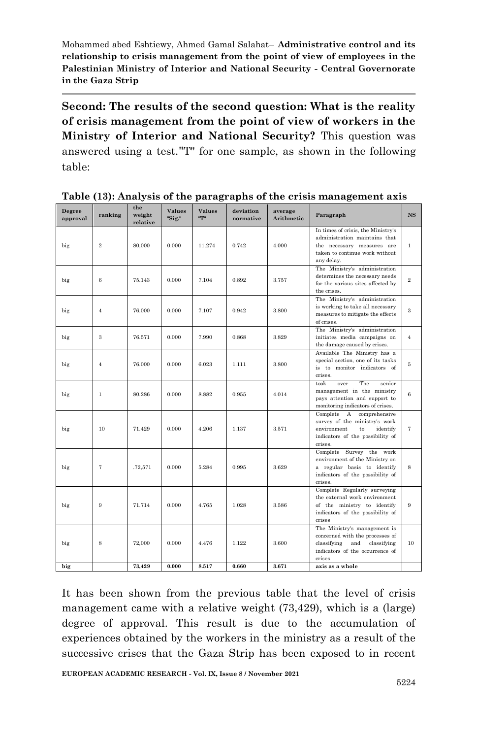**Second: The results of the second question: What is the reality of crisis management from the point of view of workers in the Ministry of Interior and National Security?** This question was answered using a test."T" for one sample, as shown in the following table:

**Table (13): Analysis of the paragraphs of the crisis management axis**

| Degree approval | ranking | the weight relative | Values "Sig." | Values "T" | deviation normative | average Arithmetic | Paragraph | NS |
|---|---|---|---|---|---|---|---|---|
| big | 2 | 80,000 | 0.000 | 11.274 | 0.742 | 4.000 | In times of crisis, the Ministry's administration maintains that the necessary measures are taken to continue work without any delay. | 1 |
| big | 6 | 75.143 | 0.000 | 7.104 | 0.892 | 3.757 | The Ministry's administration determines the necessary needs for the various sites affected by the crises. | 2 |
| big | 4 | 76.000 | 0.000 | 7.107 | 0.942 | 3.800 | The Ministry's administration is working to take all necessary measures to mitigate the effects of crises. | 3 |
| big | 3 | 76.571 | 0.000 | 7.990 | 0.868 | 3.829 | The Ministry's administration initiates media campaigns on the damage caused by crises. | 4 |
| big | 4 | 76.000 | 0.000 | 6.023 | 1.111 | 3.800 | Available The Ministry has a special section, one of its tasks is to monitor indicators of crises. | 5 |
| big | 1 | 80.286 | 0.000 | 8.882 | 0.955 | 4.014 | took over The senior management in the ministry pays attention and support to monitoring indicators of crises. | 6 |
| big | 10 | 71.429 | 0.000 | 4.206 | 1.137 | 3.571 | Complete A comprehensive survey of the ministry's work environment to identify indicators of the possibility of crises. | 7 |
| big | 7 | .72,571 | 0.000 | 5.284 | 0.995 | 3.629 | Complete Survey the work environment of the Ministry on a regular basis to identify indicators of the possibility of crises. | 8 |
| big | 9 | 71.714 | 0.000 | 4.765 | 1.028 | 3.586 | Complete Regularly surveying the external work environment of the ministry to identify indicators of the possibility of crises | 9 |
| big | 8 | 72,000 | 0.000 | 4.476 | 1.122 | 3.600 | The Ministry's management is concerned with the processes of classifying and classifying indicators of the occurrence of crises | 10 |
| **big** | | **73,429** | **0.000** | **8.517** | **0.660** | **3.671** | **axis as a whole** | |

It has been shown from the previous table that the level of crisis management came with a relative weight (73,429), which is a (large) degree of approval. This result is due to the accumulation of experiences obtained by the workers in the ministry as a result of the successive crises that the Gaza Strip has been exposed to in recent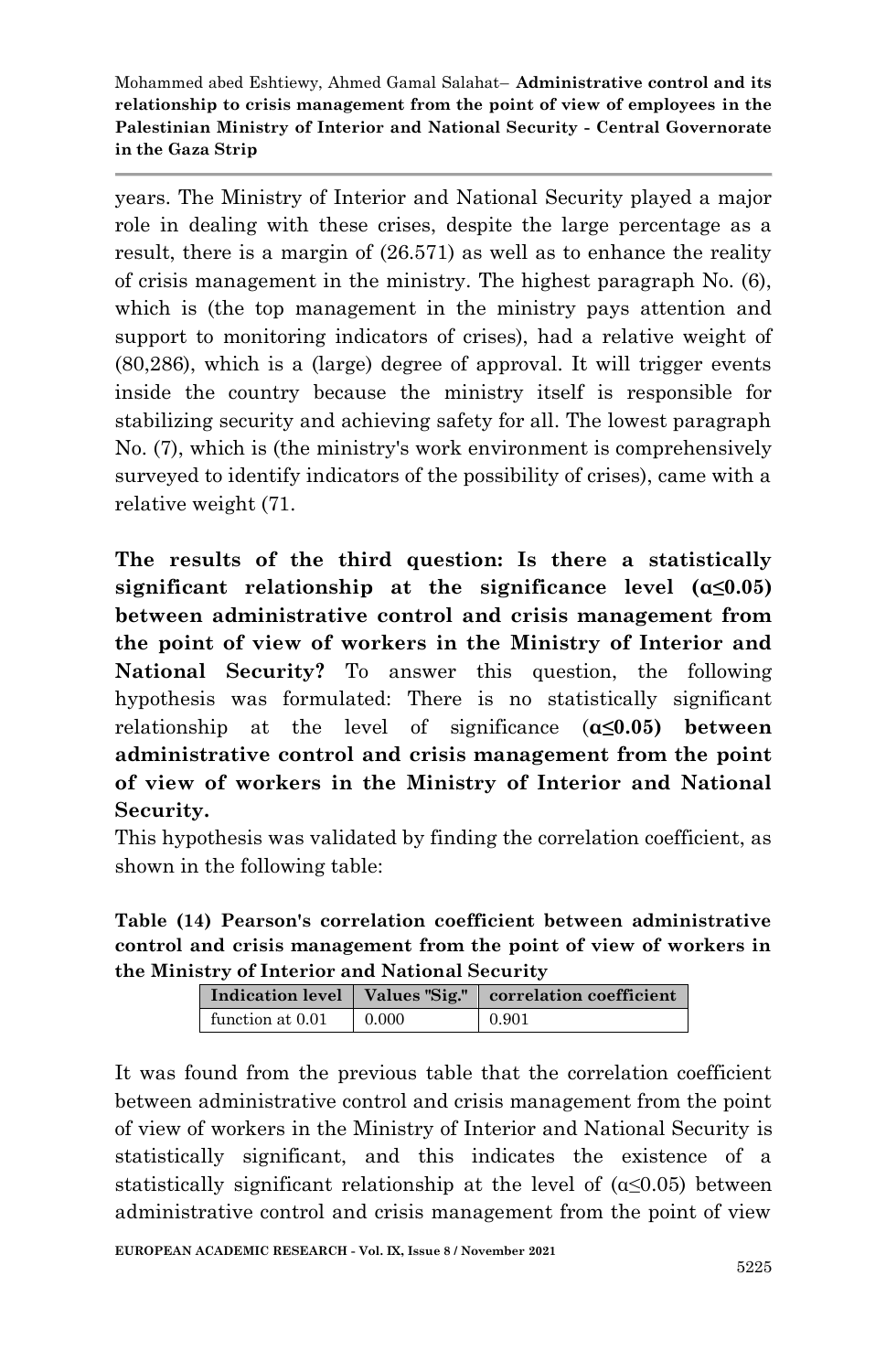years. The Ministry of Interior and National Security played a major role in dealing with these crises, despite the large percentage as a result, there is a margin of (26.571) as well as to enhance the reality of crisis management in the ministry. The highest paragraph No. (6), which is (the top management in the ministry pays attention and support to monitoring indicators of crises), had a relative weight of (80,286), which is a (large) degree of approval. It will trigger events inside the country because the ministry itself is responsible for stabilizing security and achieving safety for all. The lowest paragraph No. (7), which is (the ministry's work environment is comprehensively surveyed to identify indicators of the possibility of crises), came with a relative weight (71.

**The results of the third question: Is there a statistically significant relationship at the significance level (α≤0.05) between administrative control and crisis management from the point of view of workers in the Ministry of Interior and National Security?** To answer this question, the following hypothesis was formulated: There is no statistically significant relationship at the level of significance (**α≤0.05) between administrative control and crisis management from the point of view of workers in the Ministry of Interior and National Security.**

This hypothesis was validated by finding the correlation coefficient, as shown in the following table:

**Table (14) Pearson's correlation coefficient between administrative control and crisis management from the point of view of workers in the Ministry of Interior and National Security**

| Indication level | Values "Sig." | correlation coefficient |
|---|---|---|
| function at 0.01 | 0.000 | 0.901 |

It was found from the previous table that the correlation coefficient between administrative control and crisis management from the point of view of workers in the Ministry of Interior and National Security is statistically significant, and this indicates the existence of a statistically significant relationship at the level of (α≤0.05) between administrative control and crisis management from the point of view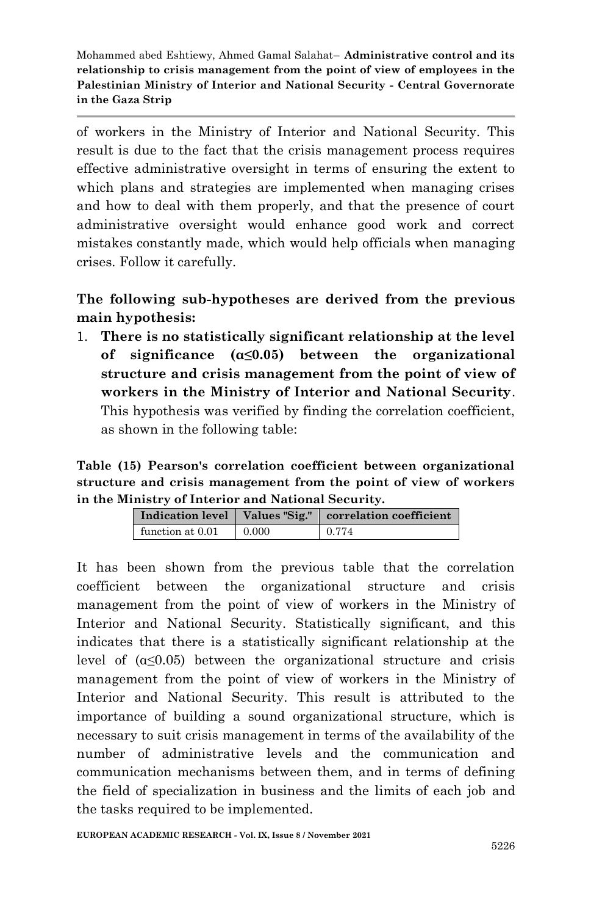of workers in the Ministry of Interior and National Security. This result is due to the fact that the crisis management process requires effective administrative oversight in terms of ensuring the extent to which plans and strategies are implemented when managing crises and how to deal with them properly, and that the presence of court administrative oversight would enhance good work and correct mistakes constantly made, which would help officials when managing crises. Follow it carefully.

**The following sub-hypotheses are derived from the previous main hypothesis:**

1. **There is no statistically significant relationship at the level of significance (α≤0.05) between the organizational structure and crisis management from the point of view of workers in the Ministry of Interior and National Security**. This hypothesis was verified by finding the correlation coefficient, as shown in the following table:

**Table (15) Pearson's correlation coefficient between organizational structure and crisis management from the point of view of workers in the Ministry of Interior and National Security.**

| Indication level | Values "Sig." | correlation coefficient |
|---|---|---|
| function at 0.01 | 0.000 | 0.774 |

It has been shown from the previous table that the correlation coefficient between the organizational structure and crisis management from the point of view of workers in the Ministry of Interior and National Security. Statistically significant, and this indicates that there is a statistically significant relationship at the level of (α≤0.05) between the organizational structure and crisis management from the point of view of workers in the Ministry of Interior and National Security. This result is attributed to the importance of building a sound organizational structure, which is necessary to suit crisis management in terms of the availability of the number of administrative levels and the communication and communication mechanisms between them, and in terms of defining the field of specialization in business and the limits of each job and the tasks required to be implemented.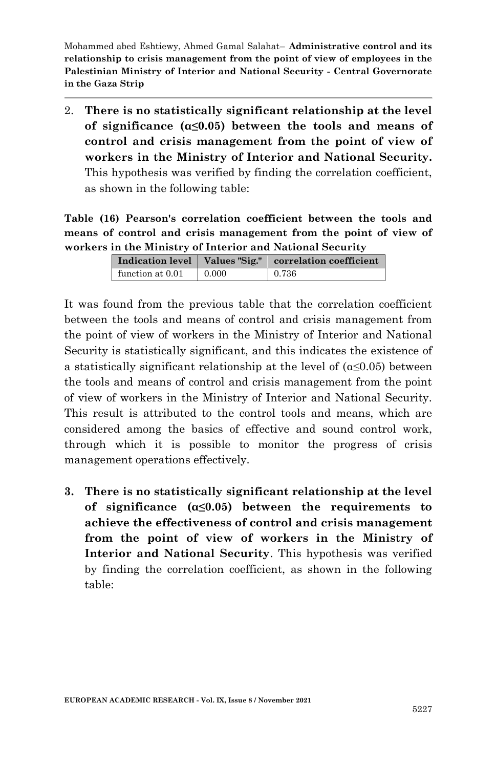2. **There is no statistically significant relationship at the level of significance (α≤0.05) between the tools and means of control and crisis management from the point of view of workers in the Ministry of Interior and National Security.** This hypothesis was verified by finding the correlation coefficient, as shown in the following table:

**Table (16) Pearson's correlation coefficient between the tools and means of control and crisis management from the point of view of workers in the Ministry of Interior and National Security**

| Indication level | Values "Sig." | correlation coefficient |
|---|---|---|
| function at 0.01 | 0.000 | 0.736 |

It was found from the previous table that the correlation coefficient between the tools and means of control and crisis management from the point of view of workers in the Ministry of Interior and National Security is statistically significant, and this indicates the existence of a statistically significant relationship at the level of (α≤0.05) between the tools and means of control and crisis management from the point of view of workers in the Ministry of Interior and National Security. This result is attributed to the control tools and means, which are considered among the basics of effective and sound control work, through which it is possible to monitor the progress of crisis management operations effectively.

3. **There is no statistically significant relationship at the level of significance (α≤0.05) between the requirements to achieve the effectiveness of control and crisis management from the point of view of workers in the Ministry of Interior and National Security**. This hypothesis was verified by finding the correlation coefficient, as shown in the following table: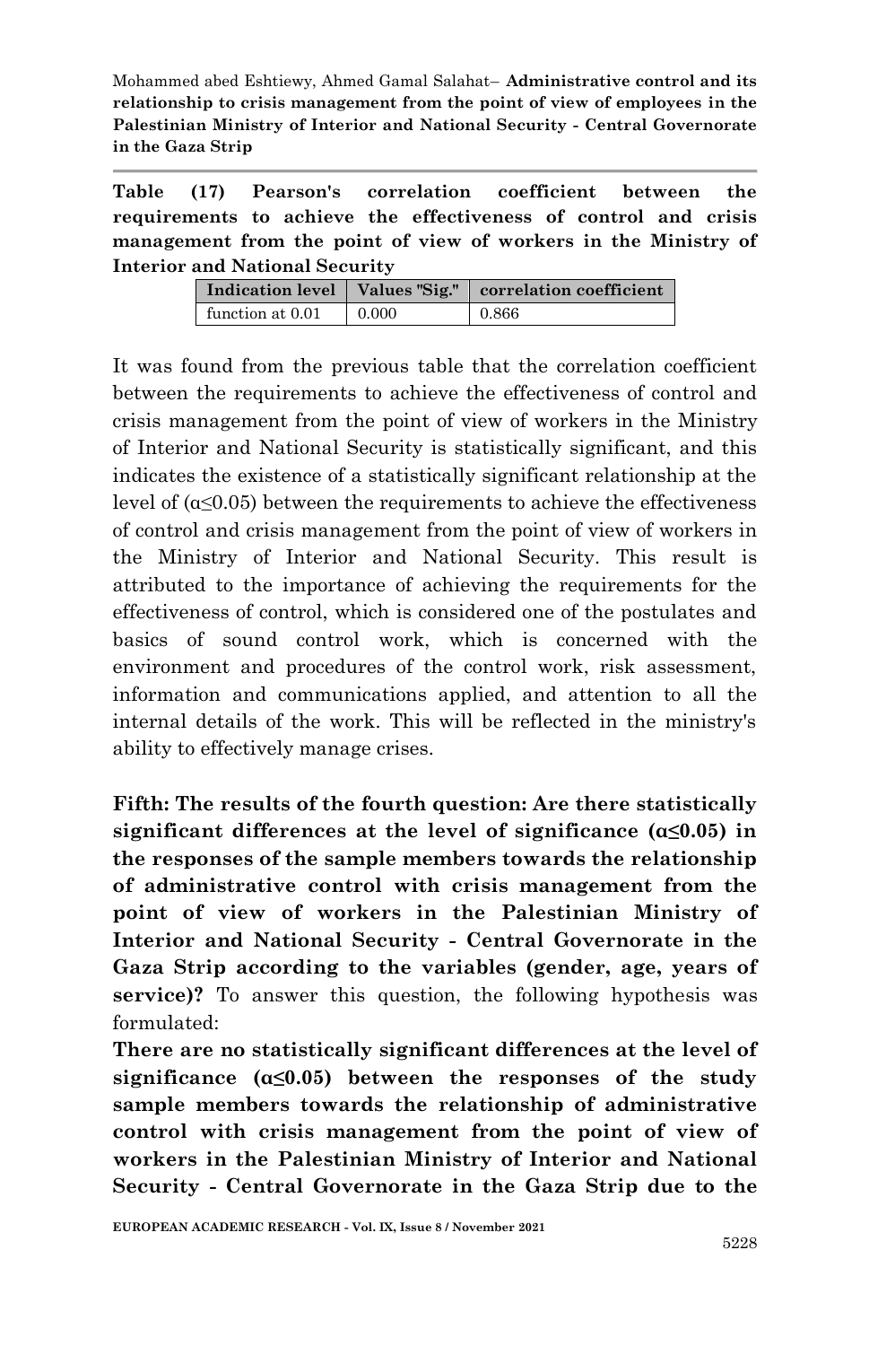**Table (17) Pearson's correlation coefficient between the requirements to achieve the effectiveness of control and crisis management from the point of view of workers in the Ministry of Interior and National Security**

| Indication level | Values "Sig." | correlation coefficient |
|---|---|---|
| function at 0.01 | 0.000 | 0.866 |

It was found from the previous table that the correlation coefficient between the requirements to achieve the effectiveness of control and crisis management from the point of view of workers in the Ministry of Interior and National Security is statistically significant, and this indicates the existence of a statistically significant relationship at the level of ($\alpha \leq 0.05$) between the requirements to achieve the effectiveness of control and crisis management from the point of view of workers in the Ministry of Interior and National Security. This result is attributed to the importance of achieving the requirements for the effectiveness of control, which is considered one of the postulates and basics of sound control work, which is concerned with the environment and procedures of the control work, risk assessment, information and communications applied, and attention to all the internal details of the work. This will be reflected in the ministry's ability to effectively manage crises.

**Fifth: The results of the fourth question: Are there statistically significant differences at the level of significance ($\alpha \leq 0.05$) in the responses of the sample members towards the relationship of administrative control with crisis management from the point of view of workers in the Palestinian Ministry of Interior and National Security - Central Governorate in the Gaza Strip according to the variables (gender, age, years of service)?** To answer this question, the following hypothesis was formulated:

**There are no statistically significant differences at the level of significance ($\alpha \leq 0.05$) between the responses of the study sample members towards the relationship of administrative control with crisis management from the point of view of workers in the Palestinian Ministry of Interior and National Security - Central Governorate in the Gaza Strip due to the**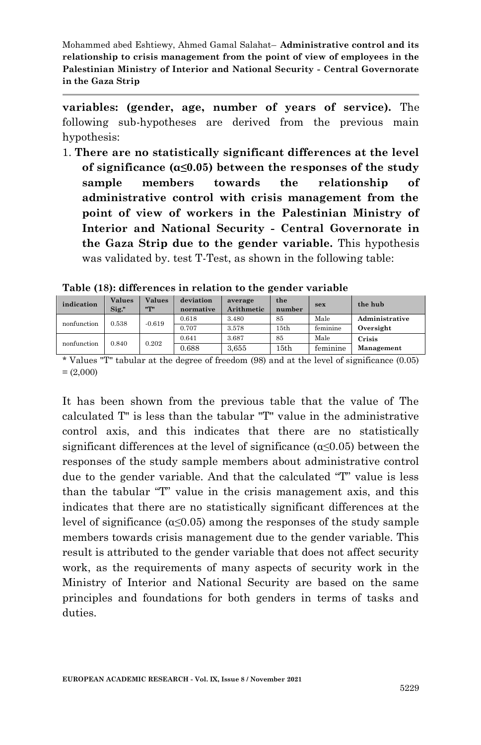**variables: (gender, age, number of years of service).** The following sub-hypotheses are derived from the previous main hypothesis:

1. **There are no statistically significant differences at the level of significance (α≤0.05) between the responses of the study sample members towards the relationship of administrative control with crisis management from the point of view of workers in the Palestinian Ministry of Interior and National Security - Central Governorate in the Gaza Strip due to the gender variable.** This hypothesis was validated by. test T-Test, as shown in the following table:

**Table (18): differences in relation to the gender variable**

| indication | Values Sig." | Values "T" | deviation normative | average Arithmetic | the number | sex | the hub |
|---|---|---|---|---|---|---|---|
| nonfunction | 0.538 | -0.619 | 0.618 | 3.480 | 85 | Male | **Administrative Oversight** |
| | | | 0.707 | 3.578 | 15th | feminine | |
| nonfunction | 0.840 | 0.202 | 0.641 | 3.687 | 85 | Male | **Crisis Management** |
| | | | 0.688 | 3,655 | 15th | feminine | |

* Values "T" tabular at the degree of freedom (98) and at the level of significance (0.05) = (2,000)

It has been shown from the previous table that the value of The calculated T" is less than the tabular "T" value in the administrative control axis, and this indicates that there are no statistically significant differences at the level of significance (α≤0.05) between the responses of the study sample members about administrative control due to the gender variable. And that the calculated "T" value is less than the tabular "T" value in the crisis management axis, and this indicates that there are no statistically significant differences at the level of significance (α≤0.05) among the responses of the study sample members towards crisis management due to the gender variable. This result is attributed to the gender variable that does not affect security work, as the requirements of many aspects of security work in the Ministry of Interior and National Security are based on the same principles and foundations for both genders in terms of tasks and duties.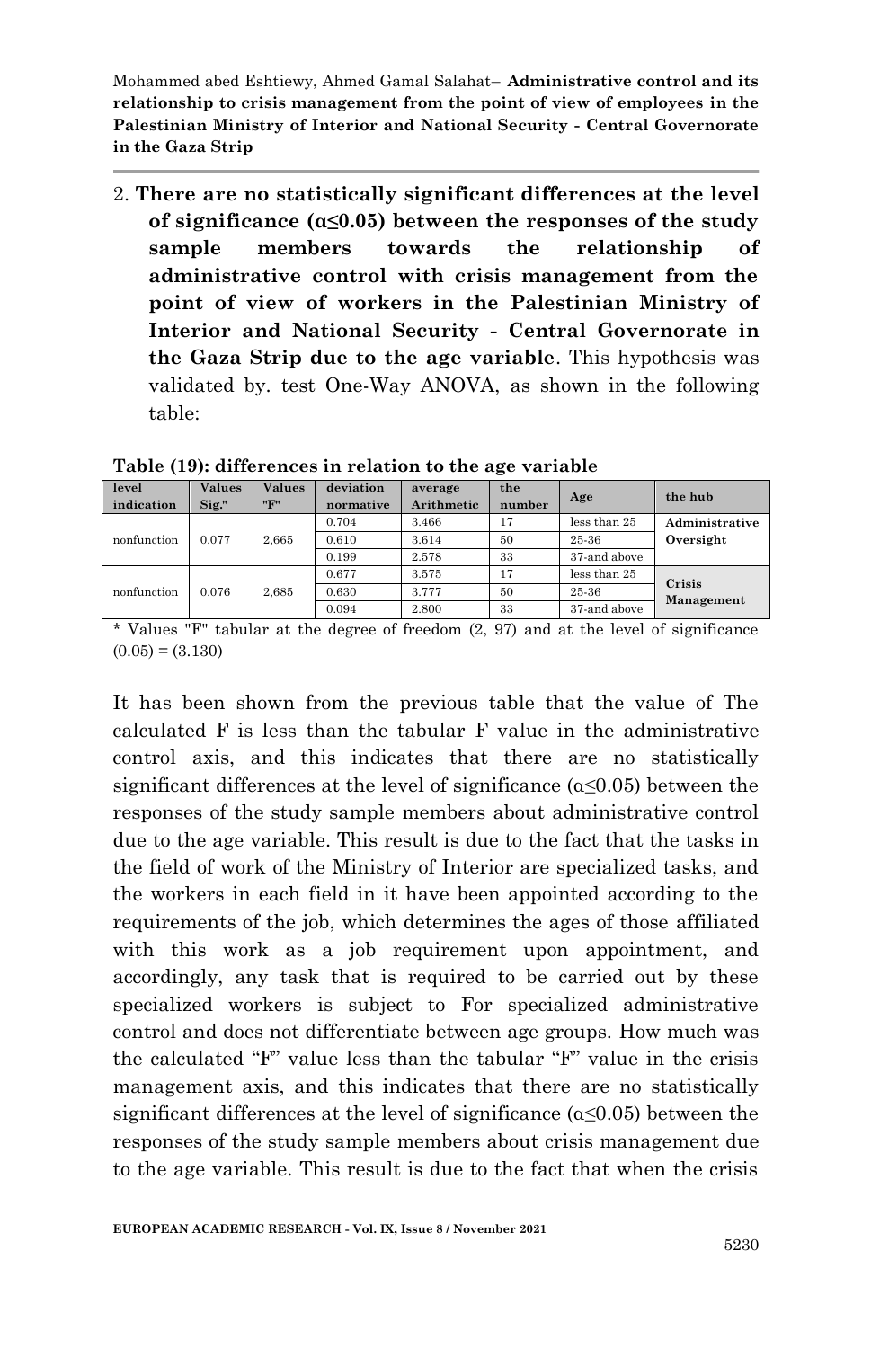2. **There are no statistically significant differences at the level of significance (α≤0.05) between the responses of the study sample members towards the relationship of administrative control with crisis management from the point of view of workers in the Palestinian Ministry of Interior and National Security - Central Governorate in the Gaza Strip due to the age variable**. This hypothesis was validated by. test One-Way ANOVA, as shown in the following table:

**Table (19): differences in relation to the age variable**

| level indication | Values Sig." | Values "F" | deviation normative | average Arithmetic | the number | Age | the hub |
|---|---|---|---|---|---|---|---|
| nonfunction | 0.077 | 2,665 | 0.704 | 3.466 | 17 | less than 25 | **Administrative Oversight** |
| | | | 0.610 | 3.614 | 50 | 25-36 | |
| | | | 0.199 | 2.578 | 33 | 37-and above | |
| nonfunction | 0.076 | 2,685 | 0.677 | 3.575 | 17 | less than 25 | **Crisis Management** |
| | | | 0.630 | 3.777 | 50 | 25-36 | |
| | | | 0.094 | 2.800 | 33 | 37-and above | |

* Values "F" tabular at the degree of freedom (2, 97) and at the level of significance (0.05) = (3.130)

It has been shown from the previous table that the value of The calculated F is less than the tabular F value in the administrative control axis, and this indicates that there are no statistically significant differences at the level of significance (α≤0.05) between the responses of the study sample members about administrative control due to the age variable. This result is due to the fact that the tasks in the field of work of the Ministry of Interior are specialized tasks, and the workers in each field in it have been appointed according to the requirements of the job, which determines the ages of those affiliated with this work as a job requirement upon appointment, and accordingly, any task that is required to be carried out by these specialized workers is subject to For specialized administrative control and does not differentiate between age groups. How much was the calculated "F" value less than the tabular "F" value in the crisis management axis, and this indicates that there are no statistically significant differences at the level of significance (α≤0.05) between the responses of the study sample members about crisis management due to the age variable. This result is due to the fact that when the crisis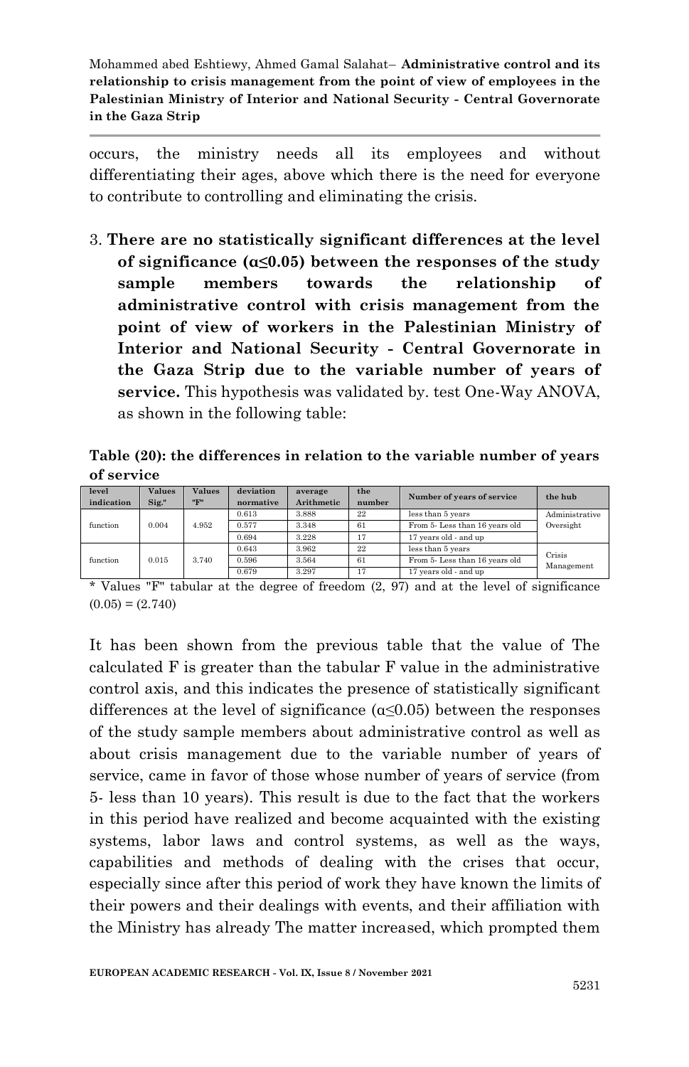occurs, the ministry needs all its employees and without differentiating their ages, above which there is the need for everyone to contribute to controlling and eliminating the crisis.

3. **There are no statistically significant differences at the level of significance (α≤0.05) between the responses of the study sample members towards the relationship of administrative control with crisis management from the point of view of workers in the Palestinian Ministry of Interior and National Security - Central Governorate in the Gaza Strip due to the variable number of years of service.** This hypothesis was validated by. test One-Way ANOVA, as shown in the following table:

**Table (20): the differences in relation to the variable number of years of service**

| level indication | Values Sig." | Values "F" | deviation normative | average Arithmetic | the number | Number of years of service | the hub |
|---|---|---|---|---|---|---|---|
| function | 0.004 | 4.952 | 0.613 | 3.888 | 22 | less than 5 years | Administrative Oversight |
| | | | 0.577 | 3.348 | 61 | From 5- Less than 16 years old | |
| | | | 0.694 | 3.228 | 17 | 17 years old - and up | |
| function | 0.015 | 3.740 | 0.643 | 3.962 | 22 | less than 5 years | Crisis Management |
| | | | 0.596 | 3.564 | 61 | From 5- Less than 16 years old | |
| | | | 0.679 | 3.297 | 17 | 17 years old - and up | |

* Values "F" tabular at the degree of freedom (2, 97) and at the level of significance (0.05) = (2.740)

It has been shown from the previous table that the value of The calculated F is greater than the tabular F value in the administrative control axis, and this indicates the presence of statistically significant differences at the level of significance (α≤0.05) between the responses of the study sample members about administrative control as well as about crisis management due to the variable number of years of service, came in favor of those whose number of years of service (from 5- less than 10 years). This result is due to the fact that the workers in this period have realized and become acquainted with the existing systems, labor laws and control systems, as well as the ways, capabilities and methods of dealing with the crises that occur, especially since after this period of work they have known the limits of their powers and their dealings with events, and their affiliation with the Ministry has already The matter increased, which prompted them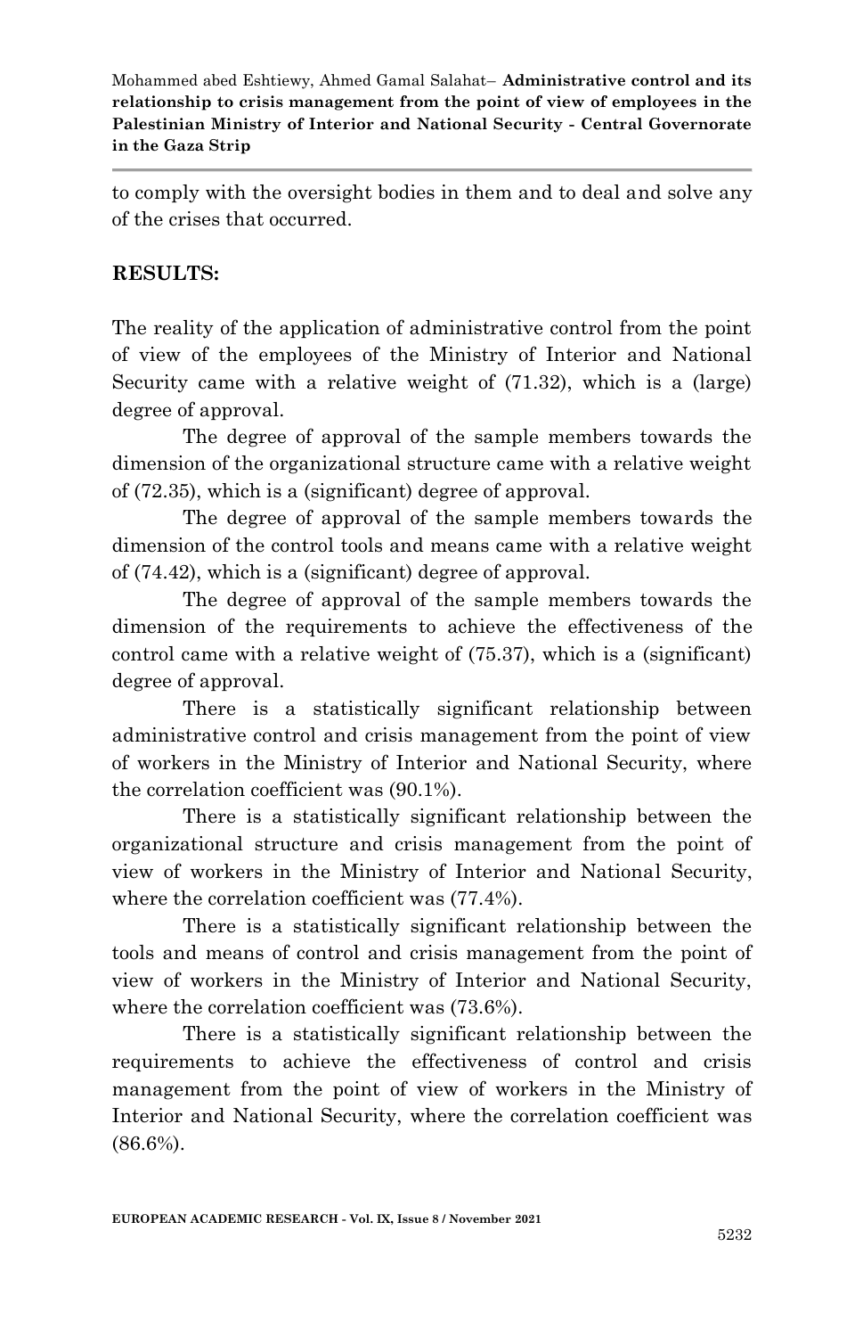to comply with the oversight bodies in them and to deal and solve any of the crises that occurred.

## RESULTS:

The reality of the application of administrative control from the point of view of the employees of the Ministry of Interior and National Security came with a relative weight of (71.32), which is a (large) degree of approval.

The degree of approval of the sample members towards the dimension of the organizational structure came with a relative weight of (72.35), which is a (significant) degree of approval.

The degree of approval of the sample members towards the dimension of the control tools and means came with a relative weight of (74.42), which is a (significant) degree of approval.

The degree of approval of the sample members towards the dimension of the requirements to achieve the effectiveness of the control came with a relative weight of (75.37), which is a (significant) degree of approval.

There is a statistically significant relationship between administrative control and crisis management from the point of view of workers in the Ministry of Interior and National Security, where the correlation coefficient was (90.1%).

There is a statistically significant relationship between the organizational structure and crisis management from the point of view of workers in the Ministry of Interior and National Security, where the correlation coefficient was (77.4%).

There is a statistically significant relationship between the tools and means of control and crisis management from the point of view of workers in the Ministry of Interior and National Security, where the correlation coefficient was (73.6%).

There is a statistically significant relationship between the requirements to achieve the effectiveness of control and crisis management from the point of view of workers in the Ministry of Interior and National Security, where the correlation coefficient was (86.6%).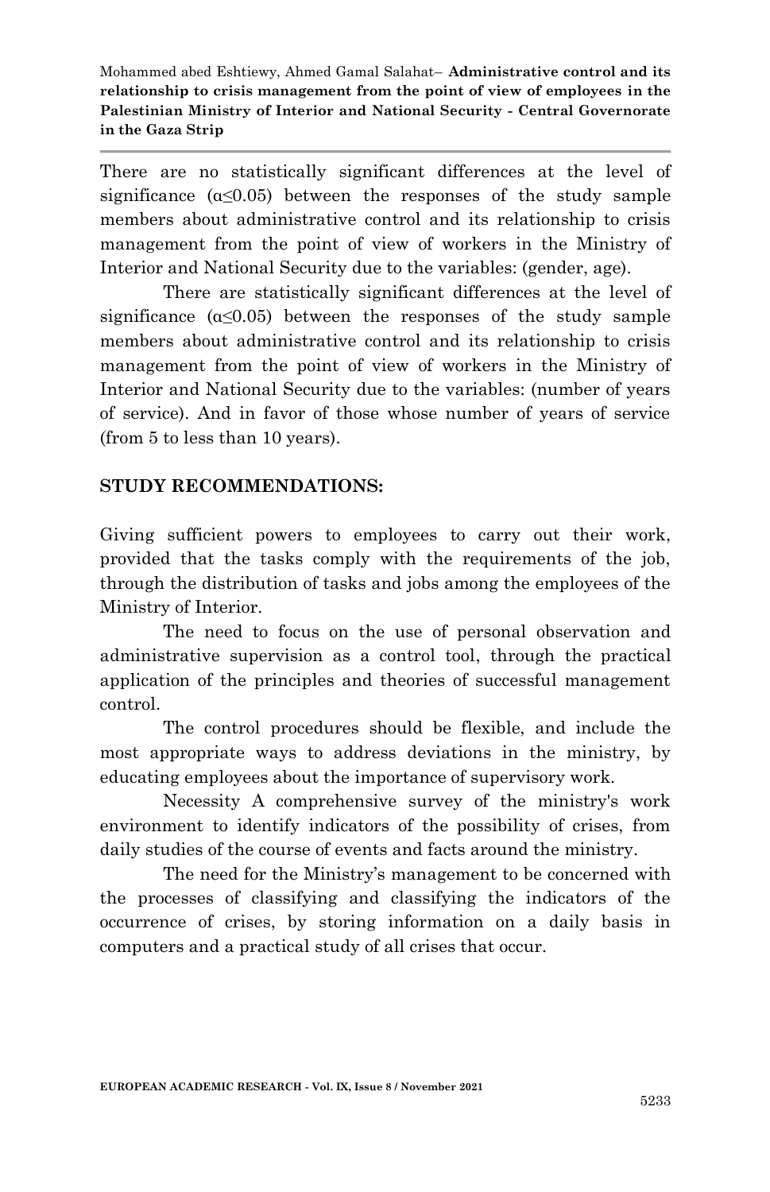There are no statistically significant differences at the level of significance ($\alpha \leq 0.05$) between the responses of the study sample members about administrative control and its relationship to crisis management from the point of view of workers in the Ministry of Interior and National Security due to the variables: (gender, age).

There are statistically significant differences at the level of significance ($\alpha \leq 0.05$) between the responses of the study sample members about administrative control and its relationship to crisis management from the point of view of workers in the Ministry of Interior and National Security due to the variables: (number of years of service). And in favor of those whose number of years of service (from 5 to less than 10 years).

## STUDY RECOMMENDATIONS:

Giving sufficient powers to employees to carry out their work, provided that the tasks comply with the requirements of the job, through the distribution of tasks and jobs among the employees of the Ministry of Interior.

The need to focus on the use of personal observation and administrative supervision as a control tool, through the practical application of the principles and theories of successful management control.

The control procedures should be flexible, and include the most appropriate ways to address deviations in the ministry, by educating employees about the importance of supervisory work.

Necessity A comprehensive survey of the ministry's work environment to identify indicators of the possibility of crises, from daily studies of the course of events and facts around the ministry.

The need for the Ministry's management to be concerned with the processes of classifying and classifying the indicators of the occurrence of crises, by storing information on a daily basis in computers and a practical study of all crises that occur.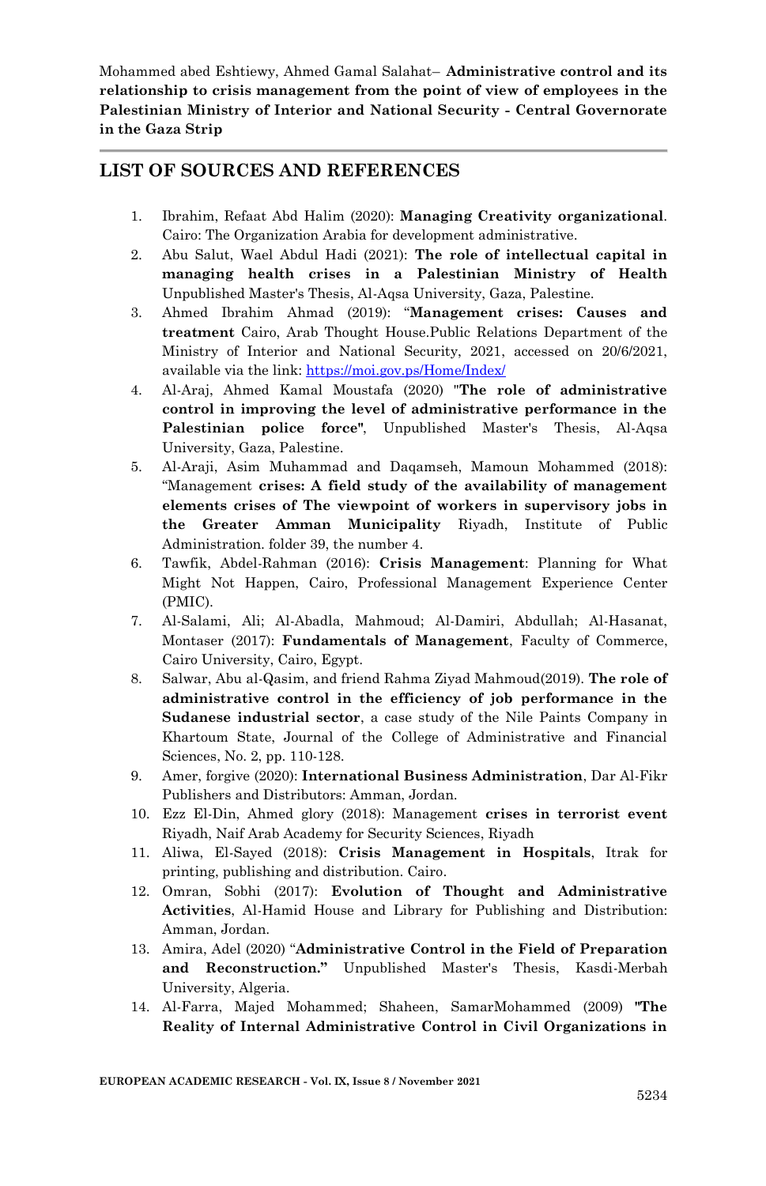## LIST OF SOURCES AND REFERENCES

1. Ibrahim, Refaat Abd Halim (2020): **Managing Creativity organizational**. Cairo: The Organization Arabia for development administrative.
2. Abu Salut, Wael Abdul Hadi (2021): **The role of intellectual capital in managing health crises in a Palestinian Ministry of Health** Unpublished Master's Thesis, Al-Aqsa University, Gaza, Palestine.
3. Ahmed Ibrahim Ahmad (2019): "**Management crises: Causes and treatment** Cairo, Arab Thought House.Public Relations Department of the Ministry of Interior and National Security, 2021, accessed on 20/6/2021, available via the link: https://moi.gov.ps/Home/Index/
4. Al-Araj, Ahmed Kamal Moustafa (2020) "**The role of administrative control in improving the level of administrative performance in the Palestinian police force"**, Unpublished Master's Thesis, Al-Aqsa University, Gaza, Palestine.
5. Al-Araji, Asim Muhammad and Daqamseh, Mamoun Mohammed (2018): "Management **crises: A field study of the availability of management elements crises of The viewpoint of workers in supervisory jobs in the Greater Amman Municipality** Riyadh, Institute of Public Administration. folder 39, the number 4.
6. Tawfik, Abdel-Rahman (2016): **Crisis Management**: Planning for What Might Not Happen, Cairo, Professional Management Experience Center (PMIC).
7. Al-Salami, Ali; Al-Abadla, Mahmoud; Al-Damiri, Abdullah; Al-Hasanat, Montaser (2017): **Fundamentals of Management**, Faculty of Commerce, Cairo University, Cairo, Egypt.
8. Salwar, Abu al-Qasim, and friend Rahma Ziyad Mahmoud(2019). **The role of administrative control in the efficiency of job performance in the Sudanese industrial sector**, a case study of the Nile Paints Company in Khartoum State, Journal of the College of Administrative and Financial Sciences, No. 2, pp. 110-128.
9. Amer, forgive (2020): **International Business Administration**, Dar Al-Fikr Publishers and Distributors: Amman, Jordan.
10. Ezz El-Din, Ahmed glory (2018): Management **crises in terrorist event** Riyadh, Naif Arab Academy for Security Sciences, Riyadh
11. Aliwa, El-Sayed (2018): **Crisis Management in Hospitals**, Itrak for printing, publishing and distribution. Cairo.
12. Omran, Sobhi (2017): **Evolution of Thought and Administrative Activities**, Al-Hamid House and Library for Publishing and Distribution: Amman, Jordan.
13. Amira, Adel (2020) "**Administrative Control in the Field of Preparation and Reconstruction."** Unpublished Master's Thesis, Kasdi-Merbah University, Algeria.
14. Al-Farra, Majed Mohammed; Shaheen, SamarMohammed (2009) **"The Reality of Internal Administrative Control in Civil Organizations in**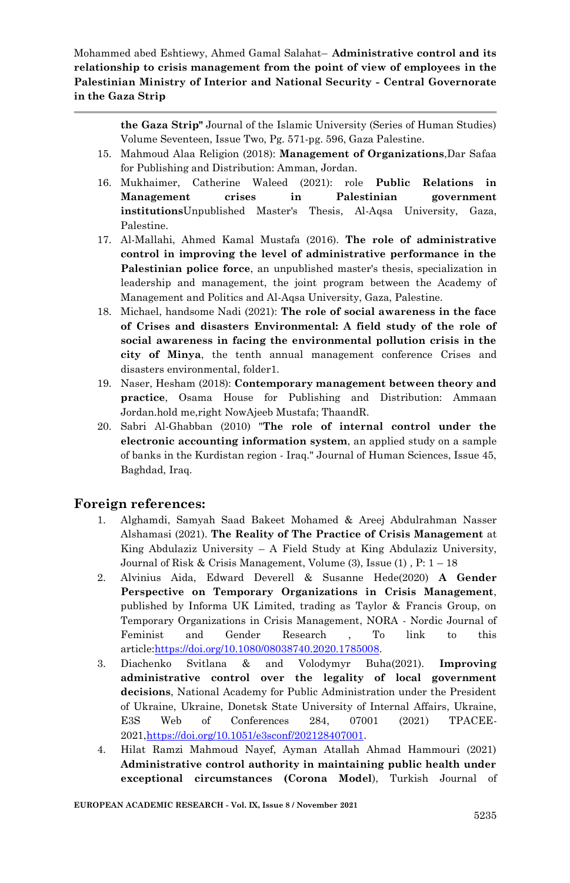**the Gaza Strip"** Journal of the Islamic University (Series of Human Studies) Volume Seventeen, Issue Two, Pg. 571-pg. 596, Gaza Palestine.

15. Mahmoud Alaa Religion (2018): **Management of Organizations**,Dar Safaa for Publishing and Distribution: Amman, Jordan.
16. Mukhaimer, Catherine Waleed (2021): role **Public Relations in Management crises in Palestinian government institutions**Unpublished Master's Thesis, Al-Aqsa University, Gaza, Palestine.
17. Al-Mallahi, Ahmed Kamal Mustafa (2016). **The role of administrative control in improving the level of administrative performance in the Palestinian police force**, an unpublished master's thesis, specialization in leadership and management, the joint program between the Academy of Management and Politics and Al-Aqsa University, Gaza, Palestine.
18. Michael, handsome Nadi (2021): **The role of social awareness in the face of Crises and disasters Environmental: A field study of the role of social awareness in facing the environmental pollution crisis in the city of Minya**, the tenth annual management conference Crises and disasters environmental, folder1.
19. Naser, Hesham (2018): **Contemporary management between theory and practice**, Osama House for Publishing and Distribution: Ammaan Jordan.hold me,right NowAjeeb Mustafa; ThaandR.
20. Sabri Al-Ghabban (2010) **"The role of internal control under the electronic accounting information system**, an applied study on a sample of banks in the Kurdistan region - Iraq." Journal of Human Sciences, Issue 45, Baghdad, Iraq.

## Foreign references:

1. Alghamdi, Samyah Saad Bakeet Mohamed & Areej Abdulrahman Nasser Alshamasi (2021). **The Reality of The Practice of Crisis Management** at King Abdulaziz University – A Field Study at King Abdulaziz University, Journal of Risk & Crisis Management, Volume (3), Issue (1) , P: 1 – 18
2. Alvinius Aida, Edward Deverell & Susanne Hede(2020) **A Gender Perspective on Temporary Organizations in Crisis Management**, published by Informa UK Limited, trading as Taylor & Francis Group, on Temporary Organizations in Crisis Management, NORA - Nordic Journal of Feminist and Gender Research , To link to this article:https://doi.org/10.1080/08038740.2020.1785008.
3. Diachenko Svitlana & and Volodymyr Buha(2021). **Improving administrative control over the legality of local government decisions**, National Academy for Public Administration under the President of Ukraine, Ukraine, Donetsk State University of Internal Affairs, Ukraine, E3S Web of Conferences 284, 07001 (2021) TPACEE-2021,https://doi.org/10.1051/e3sconf/202128407001.
4. Hilat Ramzi Mahmoud Nayef, Ayman Atallah Ahmad Hammouri (2021) **Administrative control authority in maintaining public health under exceptional circumstances (Corona Model)**, Turkish Journal of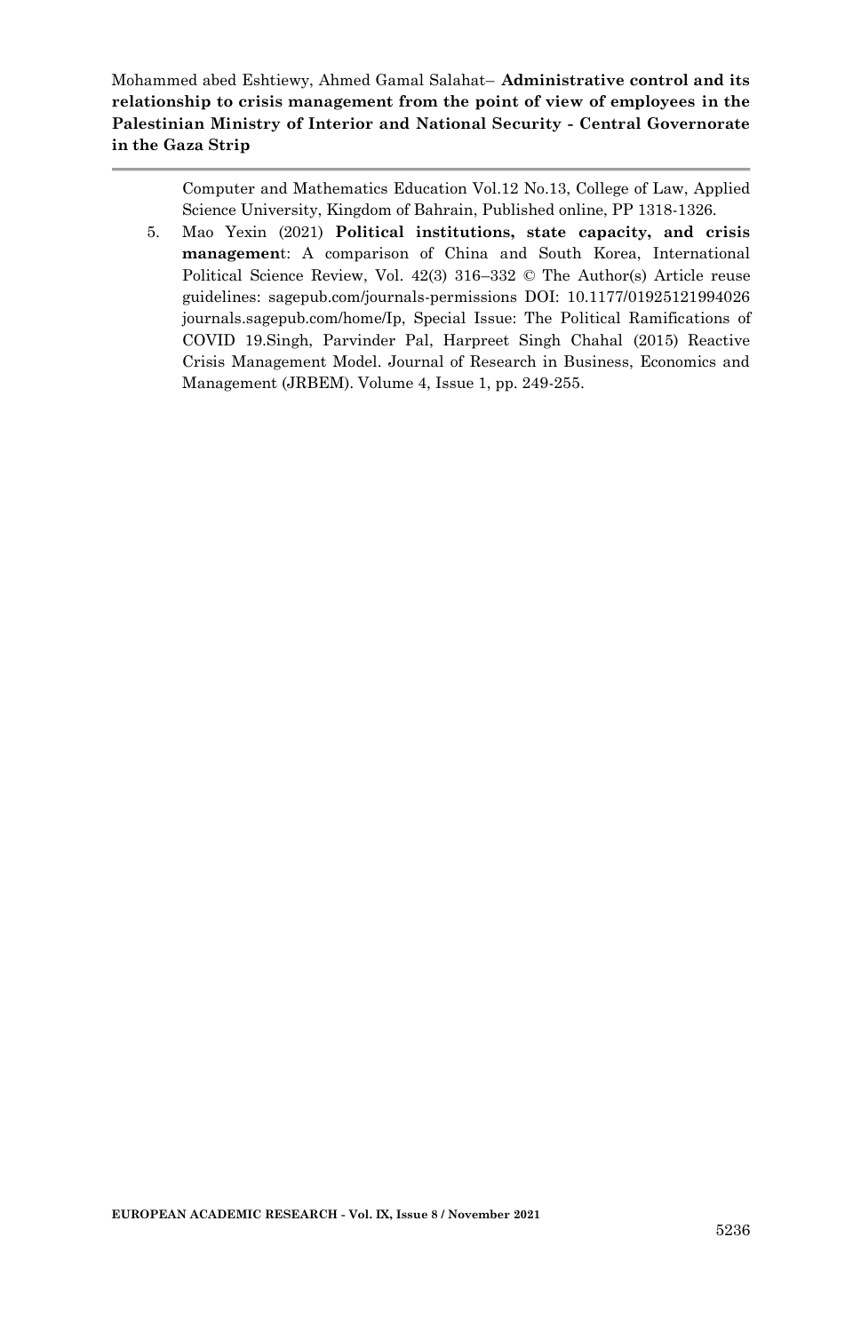Computer and Mathematics Education Vol.12 No.13, College of Law, Applied Science University, Kingdom of Bahrain, Published online, PP 1318-1326.

5. Mao Yexin (2021) **Political institutions, state capacity, and crisis managemen**t: A comparison of China and South Korea, International Political Science Review, Vol. 42(3) 316–332 © The Author(s) Article reuse guidelines: sagepub.com/journals-permissions DOI: 10.1177/01925121994026 journals.sagepub.com/home/Ip, Special Issue: The Political Ramifications of COVID 19.Singh, Parvinder Pal, Harpreet Singh Chahal (2015) Reactive Crisis Management Model. Journal of Research in Business, Economics and Management (JRBEM). Volume 4, Issue 1, pp. 249-255.